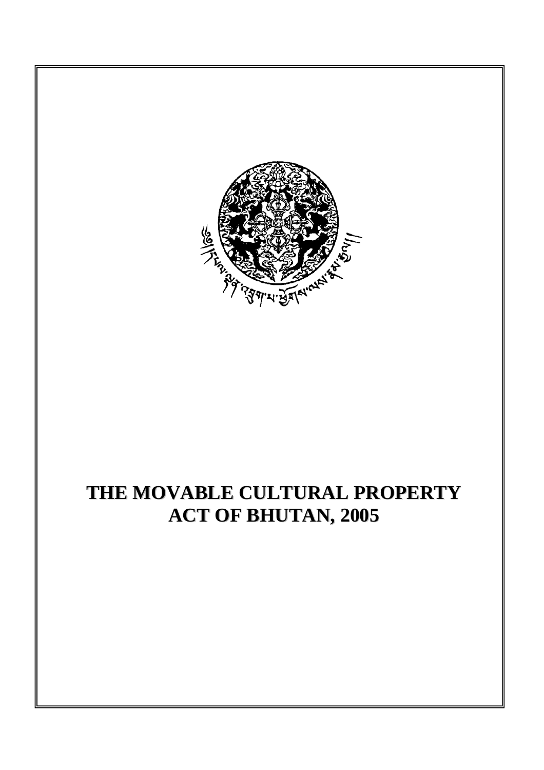# THE MOVABLE CULTURAL PROPERTY ACT OF BHUTAN, 2005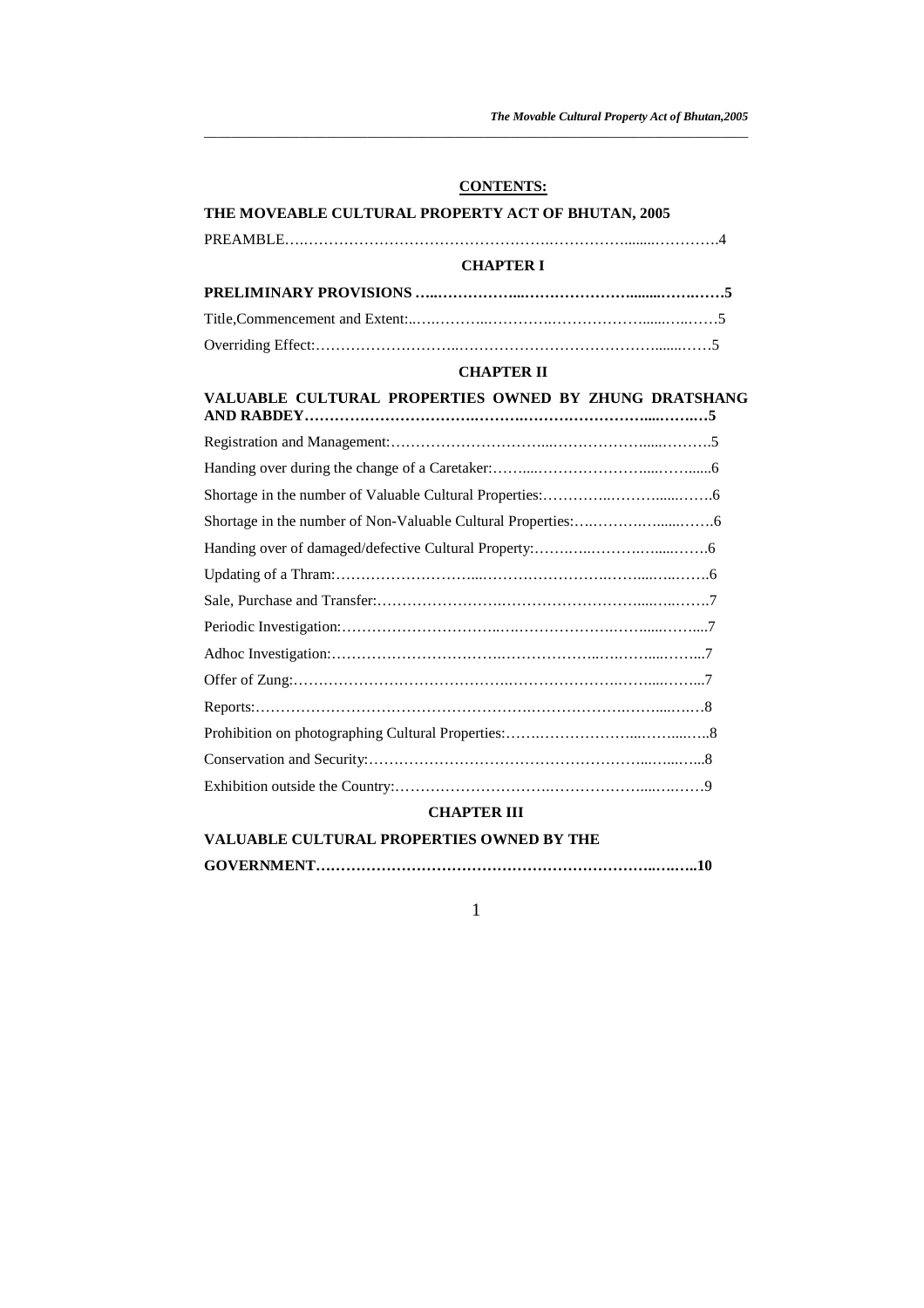**CONTENTS:**

**THE MOVEABLE CULTURAL PROPERTY ACT OF BHUTAN, 2005**

PREAMBLE…………………………………………………………………………………4

**CHAPTER I**

**PRELIMINARY PROVISIONS ……………………………………………………………5**

Title,Commencement and Extent:………………………………………………………5

Overriding Effect:…………………………………………………………………………5

**CHAPTER II**

**VALUABLE CULTURAL PROPERTIES OWNED BY ZHUNG DRATSHANG AND RABDEY…………………………………………………………………………5**

Registration and Management:…………………………………………………………5

Handing over during the change of a Caretaker:………………………………………6

Shortage in the number of Valuable Cultural Properties:………………………………6

Shortage in the number of Non-Valuable Cultural Properties:…………………………6

Handing over of damaged/defective Cultural Property:…………………………………6

Updating of a Thram:………………………………………………………………………6

Sale, Purchase and Transfer:……………………………………………………………7

Periodic Investigation:……………………………………………………………………7

Adhoc Investigation:………………………………………………………………………7

Offer of Zung:………………………………………………………………………………7

Reports:……………………………………………………………………………………8

Prohibition on photographing Cultural Properties:………………………………………8

Conservation and Security:………………………………………………………………8

Exhibition outside the Country:……………………………………………………………9

**CHAPTER III**

**VALUABLE CULTURAL PROPERTIES OWNED BY THE GOVERNMENT…………………………………………………………………10**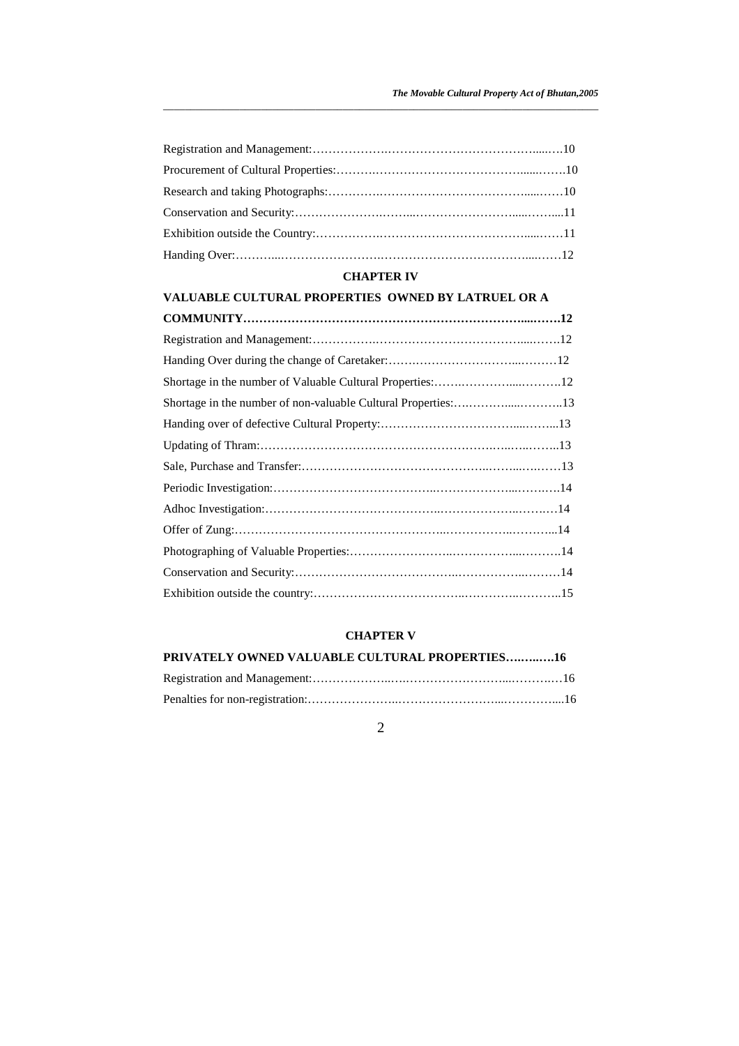Registration and Management:……………….……………………………….....….10

Procurement of Cultural Properties:……….……………………………….......…….10

Research and taking Photographs:………….……………………………….....……10

Conservation and Security:………………….……...………………….....……....11

Exhibition outside the Country:…………….……………………………….....……11

Handing Over:………....…………………….……………………………....……12

## CHAPTER IV

## VALUABLE CULTURAL PROPERTIES OWNED BY LATRUEL OR A COMMUNITY…………………………………………………………....…….12

Registration and Management:…………….…………………………….....…….12

Handing Over during the change of Caretaker:…….…………………....………12

Shortage in the number of Valuable Cultural Properties:…….…………....……….12

Shortage in the number of non-valuable Cultural Properties:….………....………..13

Handing over of defective Cultural Property:…………………………....……...13

Updating of Thram:……………………………………………….…..…..……..13

Sale, Purchase and Transfer:………………………………………..……...….……13

Periodic Investigation:…………………………………..……………...……..….14

Adhoc Investigation:……………………………………..……………..…….…14

Offer of Zung:…………………………………………..……………..………...14

Photographing of Valuable Properties:……………………..……………...……….14

Conservation and Security:………………………………..……………..………14

Exhibition outside the country:………………………………..………..………..15

## CHAPTER V

## PRIVATELY OWNED VALUABLE CULTURAL PROPERTIES…..…..….16

Registration and Management:………………..….……………………..……….…16

Penalties for non-registration:…………………...……………………...…………....16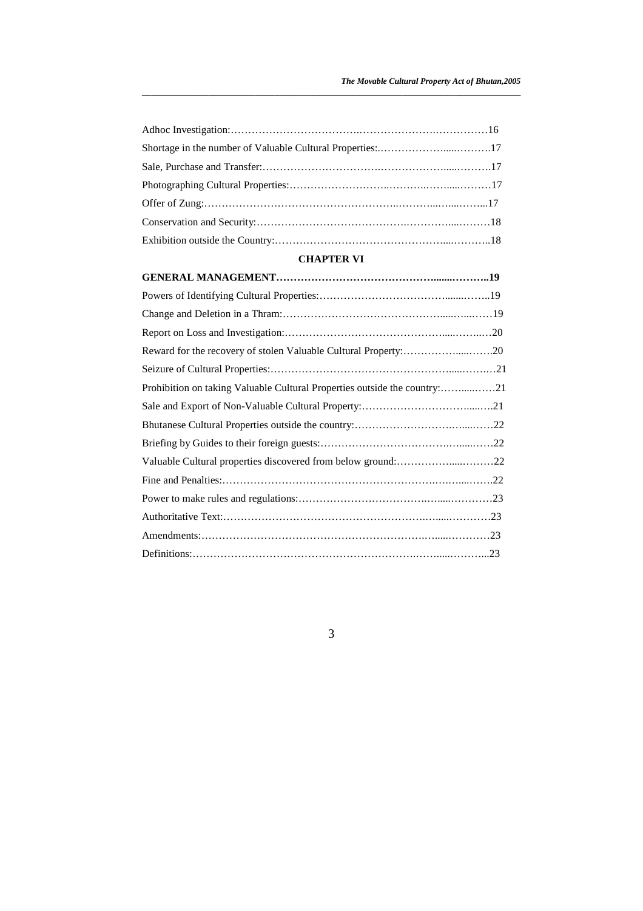Adhoc Investigation:……………………………….……………………….……………16

Shortage in the number of Valuable Cultural Properties:.………………......………..17

Sale, Purchase and Transfer:…………………………….……………….....………..17

Photographing Cultural Properties:……………………….………..……......………17

Offer of Zung:……………………………………………..………...…...……...17

Conservation and Security:……………………………….…………......………18

Exhibition outside the Country:…………………………………………....………..18

**CHAPTER VI**

**GENERAL MANAGEMENT……………………………………........………..19**

Powers of Identifying Cultural Properties:……………………………........……..19

Change and Deletion in a Thram:…………………………………………......…...……19

Report on Loss and Investigation:…………………………………………......……..…20

Reward for the recovery of stolen Valuable Cultural Property:……………......……..20

Seizure of Cultural Properties:………………………………………………......……..…21

Prohibition on taking Valuable Cultural Properties outside the country:……......……21

Sale and Export of Non-Valuable Cultural Property:…………………………......….21

Bhutanese Cultural Properties outside the country:…………………….…....……22

Briefing by Guides to their foreign guests:………………………………..…......……22

Valuable Cultural properties discovered from below ground:……………......………22

Fine and Penalties:……………………………………………………….……....…….22

Power to make rules and regulations:……………………………….…......…………23

Authoritative Text:…………………………………………………….…......…………23

Amendments:……………………………………………………….…......…………23

Definitions:…………………………………………………….……......………..23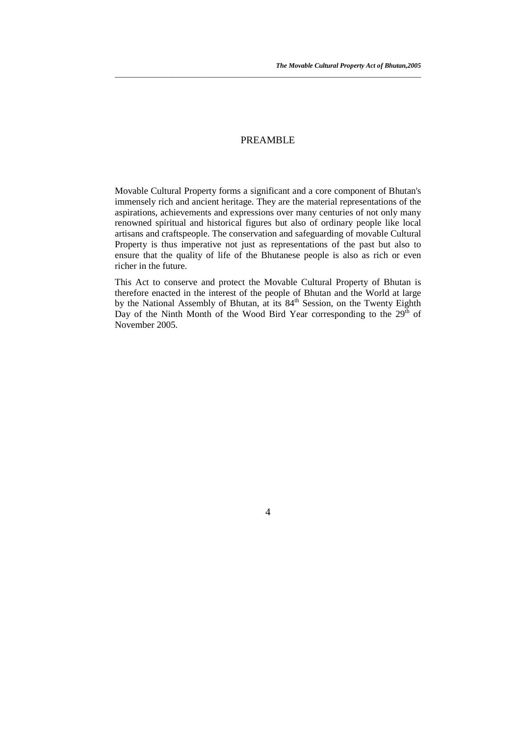# PREAMBLE

Movable Cultural Property forms a significant and a core component of Bhutan's immensely rich and ancient heritage. They are the material representations of the aspirations, achievements and expressions over many centuries of not only many renowned spiritual and historical figures but also of ordinary people like local artisans and craftspeople. The conservation and safeguarding of movable Cultural Property is thus imperative not just as representations of the past but also to ensure that the quality of life of the Bhutanese people is also as rich or even richer in the future.

This Act to conserve and protect the Movable Cultural Property of Bhutan is therefore enacted in the interest of the people of Bhutan and the World at large by the National Assembly of Bhutan, at its 84th Session, on the Twenty Eighth Day of the Ninth Month of the Wood Bird Year corresponding to the 29th of November 2005.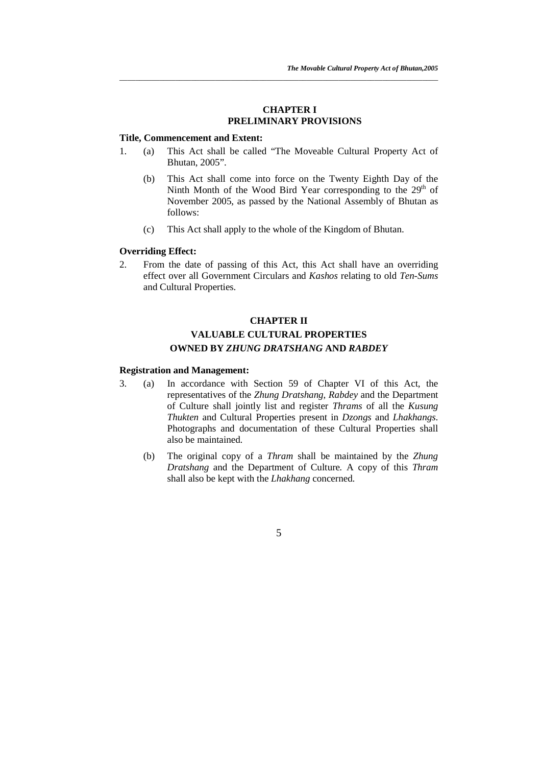## CHAPTER I
## PRELIMINARY PROVISIONS

**Title, Commencement and Extent:**

1. (a) This Act shall be called "The Moveable Cultural Property Act of Bhutan, 2005".

   (b) This Act shall come into force on the Twenty Eighth Day of the Ninth Month of the Wood Bird Year corresponding to the 29th of November 2005, as passed by the National Assembly of Bhutan as follows:

   (c) This Act shall apply to the whole of the Kingdom of Bhutan.

**Overriding Effect:**

2. From the date of passing of this Act, this Act shall have an overriding effect over all Government Circulars and *Kashos* relating to old *Ten-Sums* and Cultural Properties.

## CHAPTER II
## VALUABLE CULTURAL PROPERTIES OWNED BY *ZHUNG DRATSHANG* AND *RABDEY*

**Registration and Management:**

3. (a) In accordance with Section 59 of Chapter VI of this Act, the representatives of the *Zhung Dratshang*, *Rabdey* and the Department of Culture shall jointly list and register *Thrams* of all the *Kusung Thukten* and Cultural Properties present in *Dzongs* and *Lhakhangs*. Photographs and documentation of these Cultural Properties shall also be maintained.

   (b) The original copy of a *Thram* shall be maintained by the *Zhung Dratshang* and the Department of Culture. A copy of this *Thram* shall also be kept with the *Lhakhang* concerned.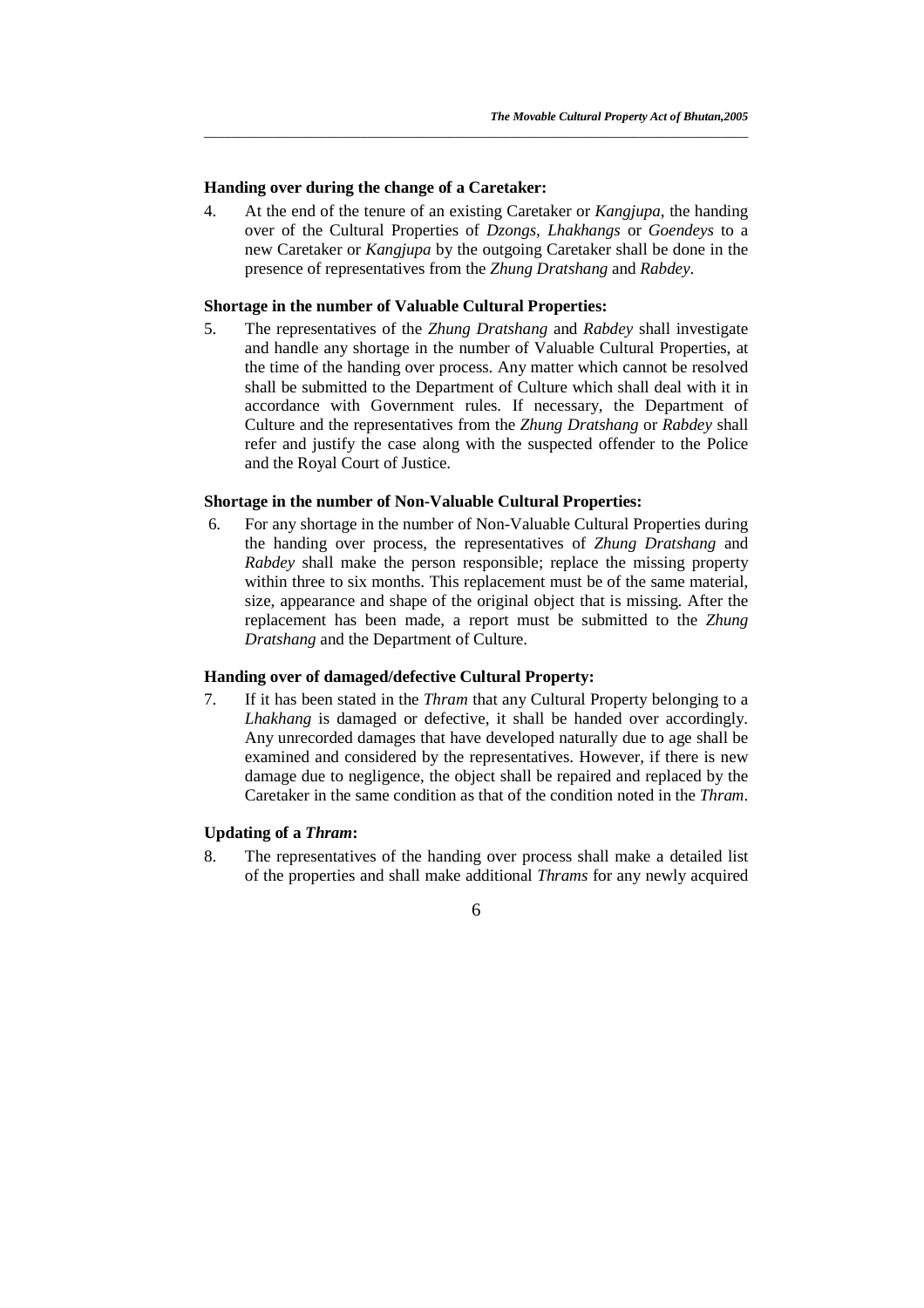**Handing over during the change of a Caretaker:**

4. At the end of the tenure of an existing Caretaker or *Kangjupa*, the handing over of the Cultural Properties of *Dzongs, Lhakhangs* or *Goendeys* to a new Caretaker or *Kangjupa* by the outgoing Caretaker shall be done in the presence of representatives from the *Zhung Dratshang* and *Rabdey*.

**Shortage in the number of Valuable Cultural Properties:**

5. The representatives of the *Zhung Dratshang* and *Rabdey* shall investigate and handle any shortage in the number of Valuable Cultural Properties, at the time of the handing over process. Any matter which cannot be resolved shall be submitted to the Department of Culture which shall deal with it in accordance with Government rules. If necessary, the Department of Culture and the representatives from the *Zhung Dratshang* or *Rabdey* shall refer and justify the case along with the suspected offender to the Police and the Royal Court of Justice.

**Shortage in the number of Non-Valuable Cultural Properties:**

6. For any shortage in the number of Non-Valuable Cultural Properties during the handing over process, the representatives of *Zhung Dratshang* and *Rabdey* shall make the person responsible; replace the missing property within three to six months. This replacement must be of the same material, size, appearance and shape of the original object that is missing. After the replacement has been made, a report must be submitted to the *Zhung Dratshang* and the Department of Culture.

**Handing over of damaged/defective Cultural Property:**

7. If it has been stated in the *Thram* that any Cultural Property belonging to a *Lhakhang* is damaged or defective, it shall be handed over accordingly. Any unrecorded damages that have developed naturally due to age shall be examined and considered by the representatives. However, if there is new damage due to negligence, the object shall be repaired and replaced by the Caretaker in the same condition as that of the condition noted in the *Thram*.

**Updating of a *Thram*:**

8. The representatives of the handing over process shall make a detailed list of the properties and shall make additional *Thrams* for any newly acquired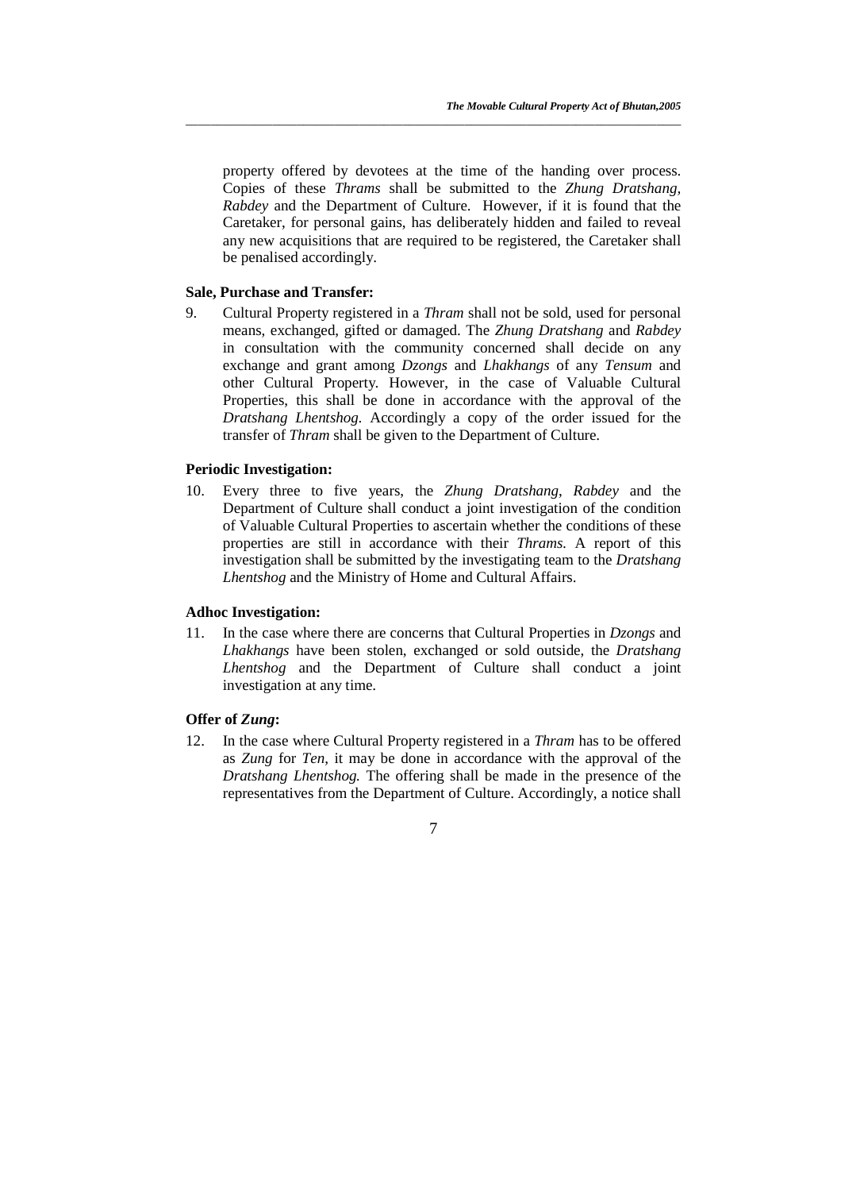property offered by devotees at the time of the handing over process. Copies of these *Thrams* shall be submitted to the *Zhung Dratshang, Rabdey* and the Department of Culture. However, if it is found that the Caretaker, for personal gains, has deliberately hidden and failed to reveal any new acquisitions that are required to be registered, the Caretaker shall be penalised accordingly.

**Sale, Purchase and Transfer:**

9. Cultural Property registered in a *Thram* shall not be sold, used for personal means, exchanged, gifted or damaged. The *Zhung Dratshang* and *Rabdey* in consultation with the community concerned shall decide on any exchange and grant among *Dzongs* and *Lhakhangs* of any *Tensum* and other Cultural Property. However, in the case of Valuable Cultural Properties, this shall be done in accordance with the approval of the *Dratshang Lhentshog*. Accordingly a copy of the order issued for the transfer of *Thram* shall be given to the Department of Culture.

**Periodic Investigation:**

10. Every three to five years, the *Zhung Dratshang*, *Rabdey* and the Department of Culture shall conduct a joint investigation of the condition of Valuable Cultural Properties to ascertain whether the conditions of these properties are still in accordance with their *Thrams*. A report of this investigation shall be submitted by the investigating team to the *Dratshang Lhentshog* and the Ministry of Home and Cultural Affairs.

**Adhoc Investigation:**

11. In the case where there are concerns that Cultural Properties in *Dzongs* and *Lhakhangs* have been stolen, exchanged or sold outside, the *Dratshang Lhentshog* and the Department of Culture shall conduct a joint investigation at any time.

**Offer of *Zung*:**

12. In the case where Cultural Property registered in a *Thram* has to be offered as *Zung* for *Ten*, it may be done in accordance with the approval of the *Dratshang Lhentshog.* The offering shall be made in the presence of the representatives from the Department of Culture. Accordingly, a notice shall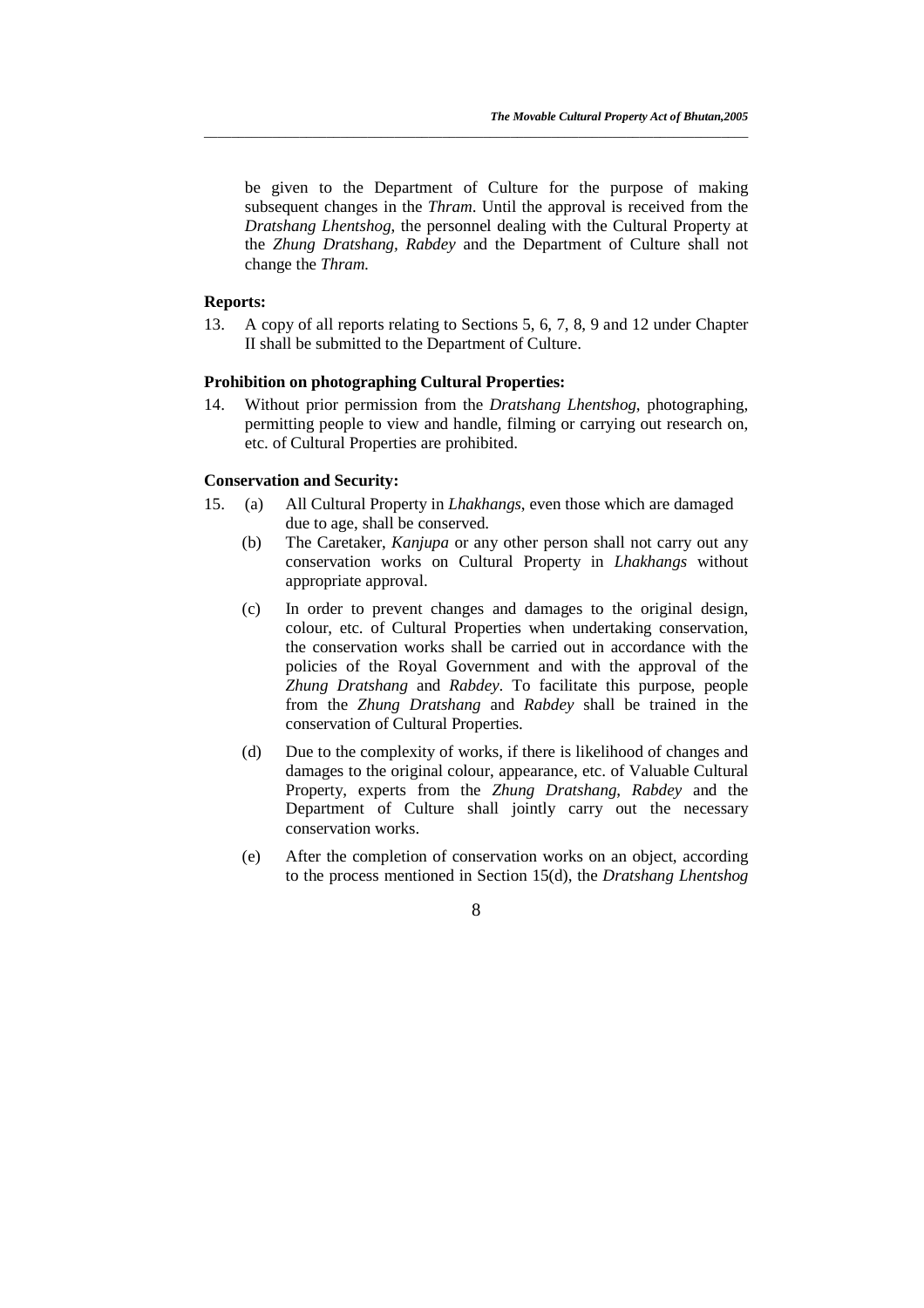be given to the Department of Culture for the purpose of making subsequent changes in the *Thram*. Until the approval is received from the *Dratshang Lhentshog*, the personnel dealing with the Cultural Property at the *Zhung Dratshang, Rabdey* and the Department of Culture shall not change the *Thram.*

**Reports:**

13. A copy of all reports relating to Sections 5, 6, 7, 8, 9 and 12 under Chapter II shall be submitted to the Department of Culture.

**Prohibition on photographing Cultural Properties:**

14. Without prior permission from the *Dratshang Lhentshog*, photographing, permitting people to view and handle, filming or carrying out research on, etc. of Cultural Properties are prohibited.

**Conservation and Security:**

15. (a) All Cultural Property in *Lhakhangs*, even those which are damaged due to age, shall be conserved.

    (b) The Caretaker, *Kanjupa* or any other person shall not carry out any conservation works on Cultural Property in *Lhakhangs* without appropriate approval.

    (c) In order to prevent changes and damages to the original design, colour, etc. of Cultural Properties when undertaking conservation, the conservation works shall be carried out in accordance with the policies of the Royal Government and with the approval of the *Zhung Dratshang* and *Rabdey*. To facilitate this purpose, people from the *Zhung Dratshang* and *Rabdey* shall be trained in the conservation of Cultural Properties.

    (d) Due to the complexity of works, if there is likelihood of changes and damages to the original colour, appearance, etc. of Valuable Cultural Property, experts from the *Zhung Dratshang, Rabdey* and the Department of Culture shall jointly carry out the necessary conservation works.

    (e) After the completion of conservation works on an object, according to the process mentioned in Section 15(d), the *Dratshang Lhentshog*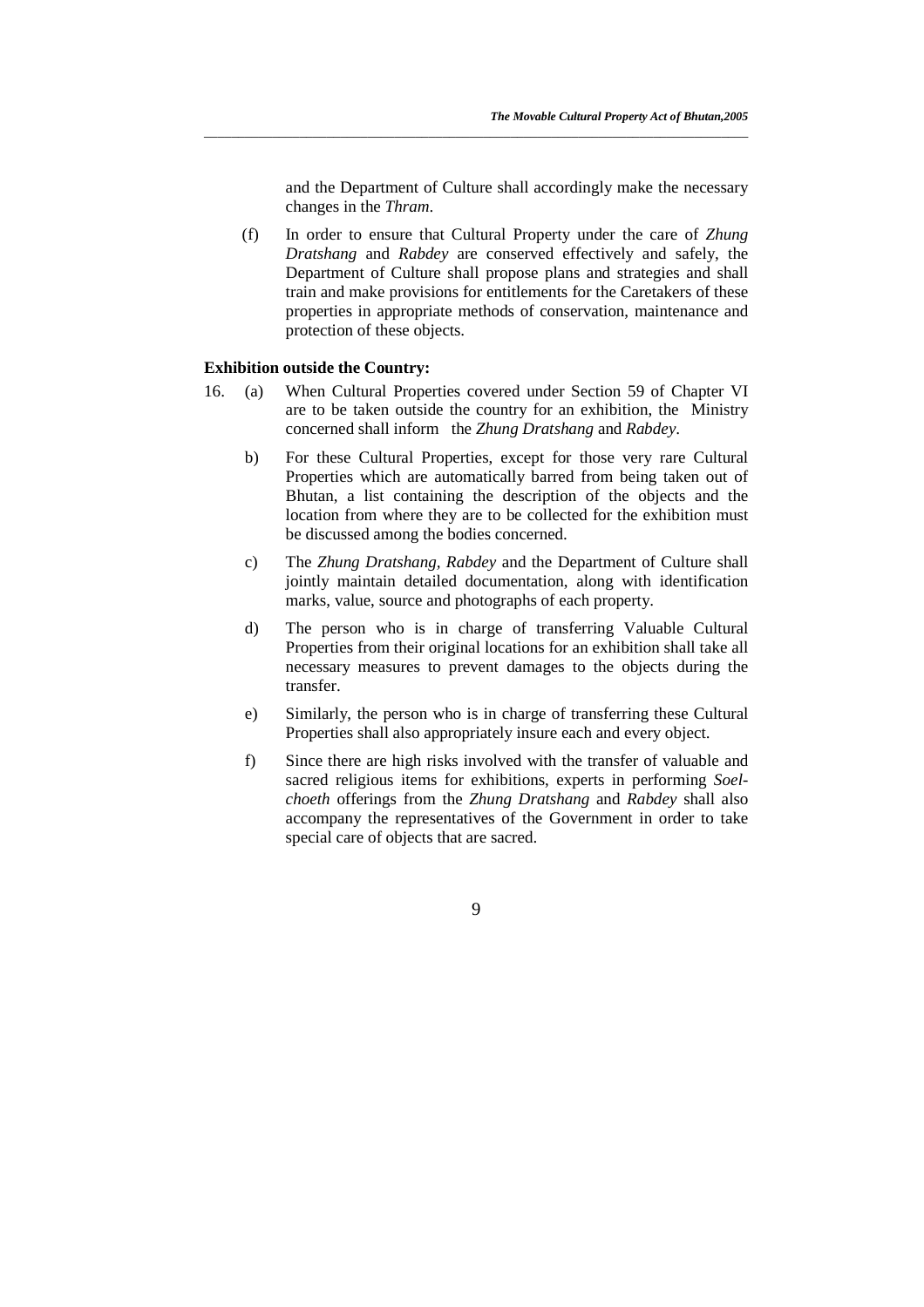and the Department of Culture shall accordingly make the necessary changes in the *Thram*.

(f) In order to ensure that Cultural Property under the care of *Zhung Dratshang* and *Rabdey* are conserved effectively and safely, the Department of Culture shall propose plans and strategies and shall train and make provisions for entitlements for the Caretakers of these properties in appropriate methods of conservation, maintenance and protection of these objects.

**Exhibition outside the Country:**

16. (a) When Cultural Properties covered under Section 59 of Chapter VI are to be taken outside the country for an exhibition, the Ministry concerned shall inform the *Zhung Dratshang* and *Rabdey*.

b) For these Cultural Properties, except for those very rare Cultural Properties which are automatically barred from being taken out of Bhutan, a list containing the description of the objects and the location from where they are to be collected for the exhibition must be discussed among the bodies concerned.

c) The *Zhung Dratshang*, *Rabdey* and the Department of Culture shall jointly maintain detailed documentation, along with identification marks, value, source and photographs of each property.

d) The person who is in charge of transferring Valuable Cultural Properties from their original locations for an exhibition shall take all necessary measures to prevent damages to the objects during the transfer.

e) Similarly, the person who is in charge of transferring these Cultural Properties shall also appropriately insure each and every object.

f) Since there are high risks involved with the transfer of valuable and sacred religious items for exhibitions, experts in performing *Soel-choeth* offerings from the *Zhung Dratshang* and *Rabdey* shall also accompany the representatives of the Government in order to take special care of objects that are sacred.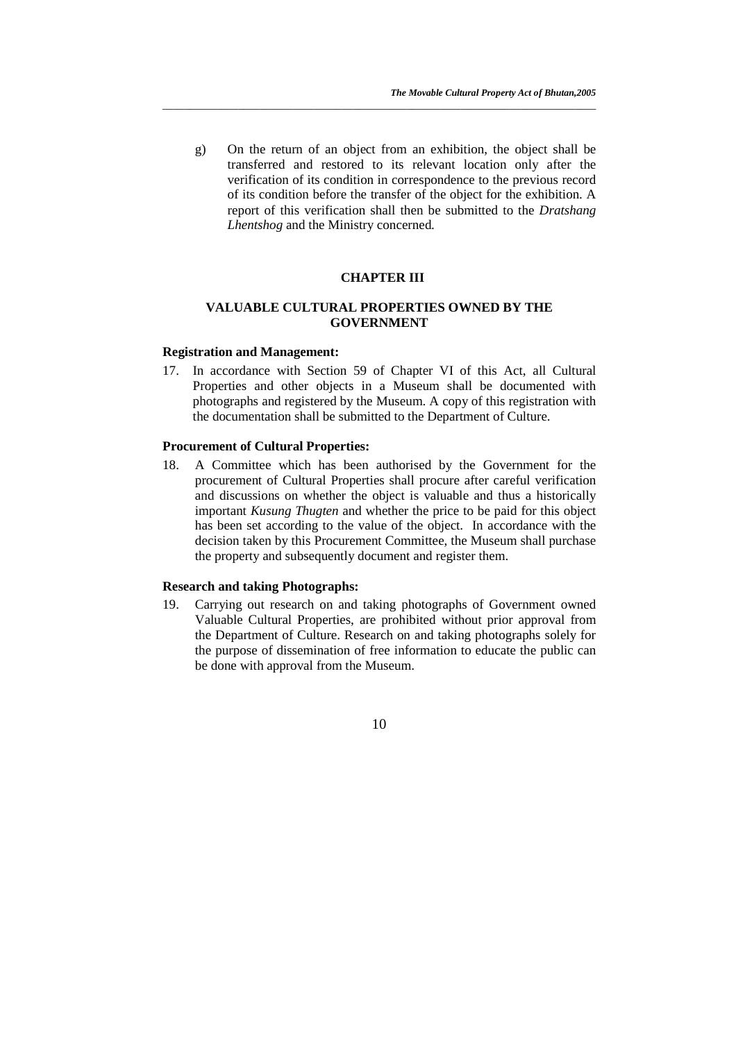g) On the return of an object from an exhibition, the object shall be transferred and restored to its relevant location only after the verification of its condition in correspondence to the previous record of its condition before the transfer of the object for the exhibition. A report of this verification shall then be submitted to the *Dratshang Lhentshog* and the Ministry concerned.

## CHAPTER III

## VALUABLE CULTURAL PROPERTIES OWNED BY THE GOVERNMENT

**Registration and Management:**

17. In accordance with Section 59 of Chapter VI of this Act, all Cultural Properties and other objects in a Museum shall be documented with photographs and registered by the Museum. A copy of this registration with the documentation shall be submitted to the Department of Culture.

**Procurement of Cultural Properties:**

18. A Committee which has been authorised by the Government for the procurement of Cultural Properties shall procure after careful verification and discussions on whether the object is valuable and thus a historically important *Kusung Thugten* and whether the price to be paid for this object has been set according to the value of the object. In accordance with the decision taken by this Procurement Committee, the Museum shall purchase the property and subsequently document and register them.

**Research and taking Photographs:**

19. Carrying out research on and taking photographs of Government owned Valuable Cultural Properties, are prohibited without prior approval from the Department of Culture. Research on and taking photographs solely for the purpose of dissemination of free information to educate the public can be done with approval from the Museum.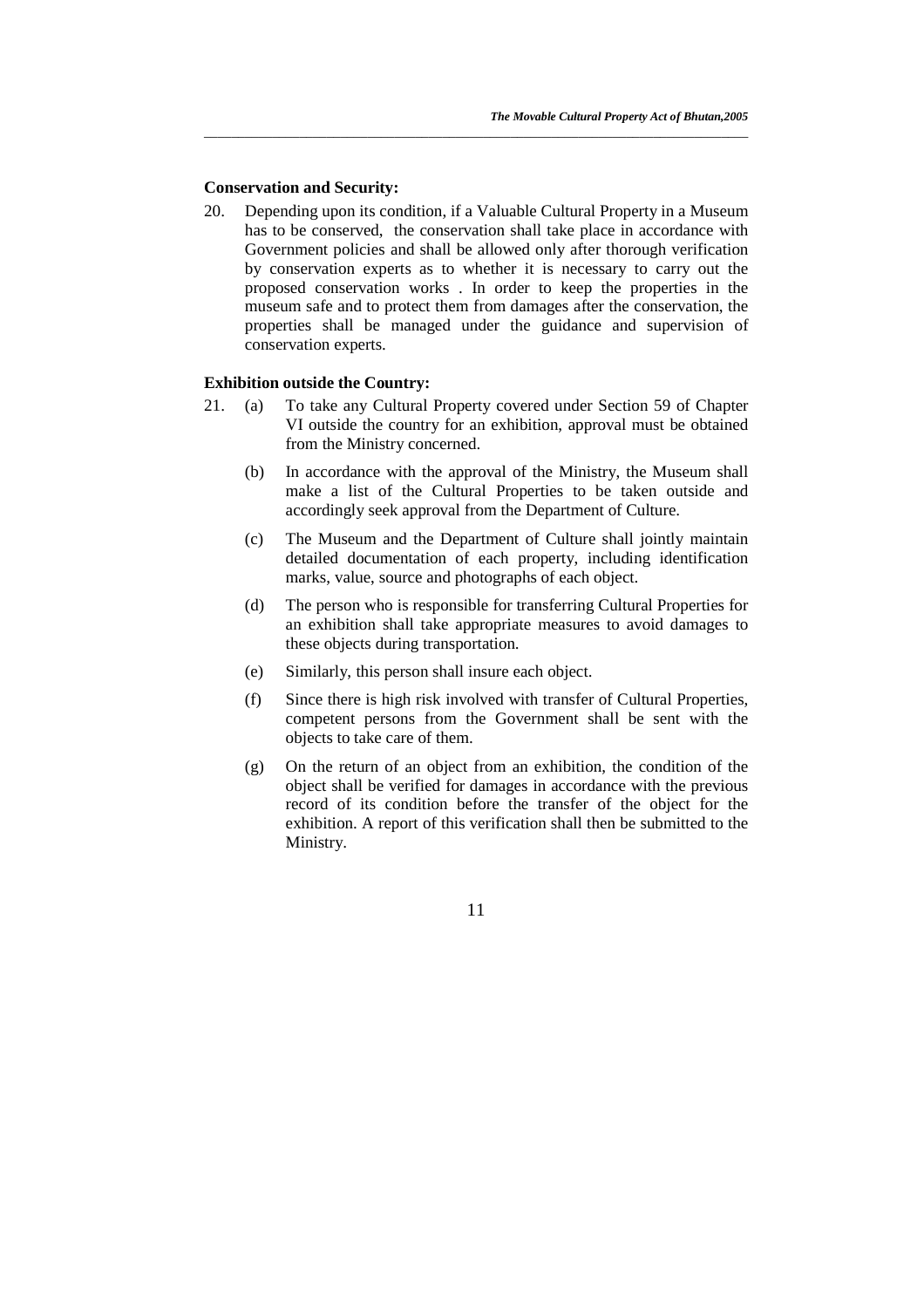**Conservation and Security:**

20. Depending upon its condition, if a Valuable Cultural Property in a Museum has to be conserved, the conservation shall take place in accordance with Government policies and shall be allowed only after thorough verification by conservation experts as to whether it is necessary to carry out the proposed conservation works . In order to keep the properties in the museum safe and to protect them from damages after the conservation, the properties shall be managed under the guidance and supervision of conservation experts.

**Exhibition outside the Country:**

21. (a) To take any Cultural Property covered under Section 59 of Chapter VI outside the country for an exhibition, approval must be obtained from the Ministry concerned.

    (b) In accordance with the approval of the Ministry, the Museum shall make a list of the Cultural Properties to be taken outside and accordingly seek approval from the Department of Culture.

    (c) The Museum and the Department of Culture shall jointly maintain detailed documentation of each property, including identification marks, value, source and photographs of each object.

    (d) The person who is responsible for transferring Cultural Properties for an exhibition shall take appropriate measures to avoid damages to these objects during transportation.

    (e) Similarly, this person shall insure each object.

    (f) Since there is high risk involved with transfer of Cultural Properties, competent persons from the Government shall be sent with the objects to take care of them.

    (g) On the return of an object from an exhibition, the condition of the object shall be verified for damages in accordance with the previous record of its condition before the transfer of the object for the exhibition. A report of this verification shall then be submitted to the Ministry.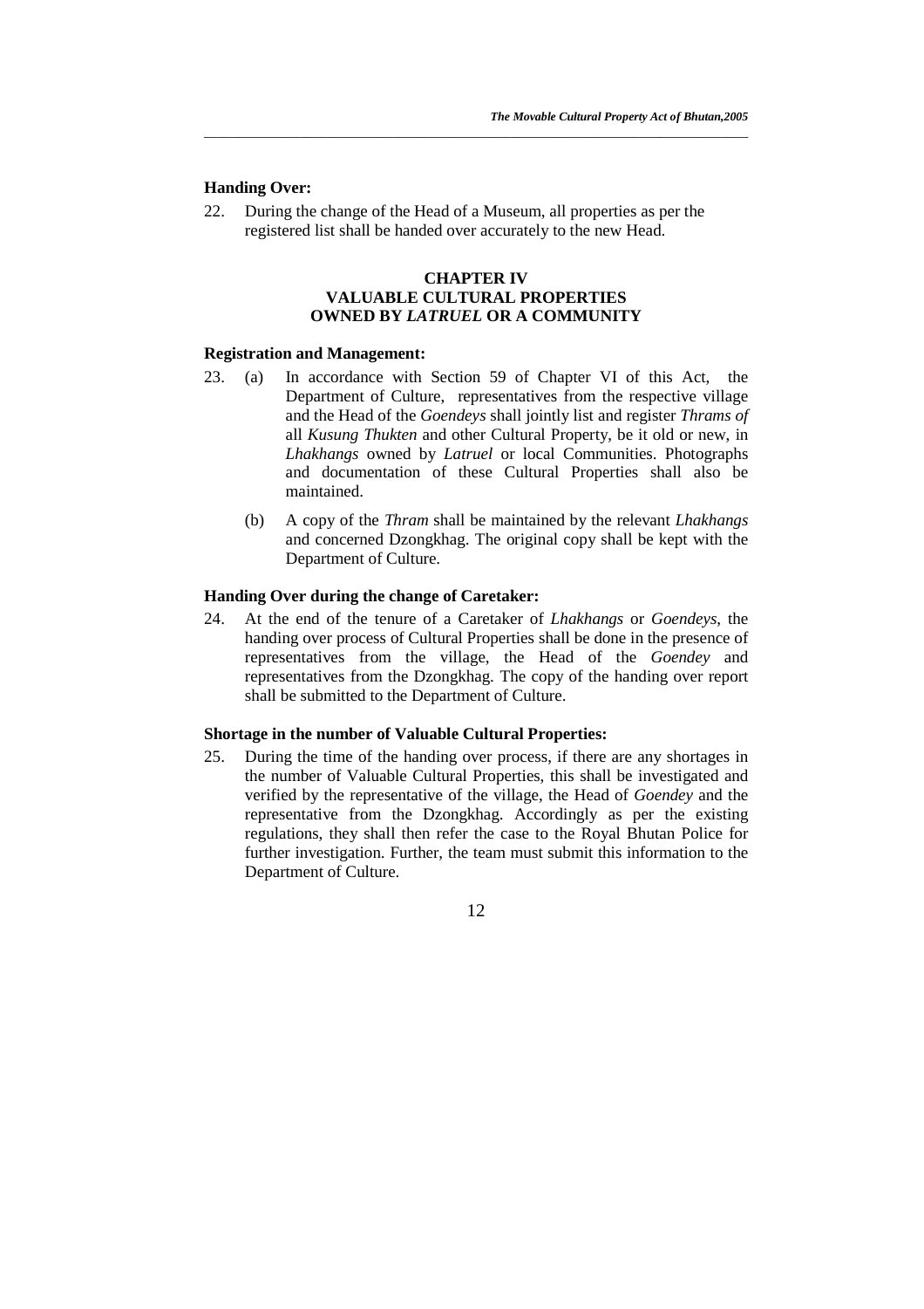**Handing Over:**

22. During the change of the Head of a Museum, all properties as per the registered list shall be handed over accurately to the new Head.

## CHAPTER IV
## VALUABLE CULTURAL PROPERTIES OWNED BY *LATRUEL* OR A COMMUNITY

**Registration and Management:**

23. (a) In accordance with Section 59 of Chapter VI of this Act, the Department of Culture, representatives from the respective village and the Head of the *Goendeys* shall jointly list and register *Thrams of* all *Kusung Thukten* and other Cultural Property, be it old or new, in *Lhakhangs* owned by *Latruel* or local Communities. Photographs and documentation of these Cultural Properties shall also be maintained.

    (b) A copy of the *Thram* shall be maintained by the relevant *Lhakhangs* and concerned Dzongkhag. The original copy shall be kept with the Department of Culture.

**Handing Over during the change of Caretaker:**

24. At the end of the tenure of a Caretaker of *Lhakhangs* or *Goendeys*, the handing over process of Cultural Properties shall be done in the presence of representatives from the village, the Head of the *Goendey* and representatives from the Dzongkhag. The copy of the handing over report shall be submitted to the Department of Culture.

**Shortage in the number of Valuable Cultural Properties:**

25. During the time of the handing over process, if there are any shortages in the number of Valuable Cultural Properties, this shall be investigated and verified by the representative of the village, the Head of *Goendey* and the representative from the Dzongkhag. Accordingly as per the existing regulations, they shall then refer the case to the Royal Bhutan Police for further investigation. Further, the team must submit this information to the Department of Culture.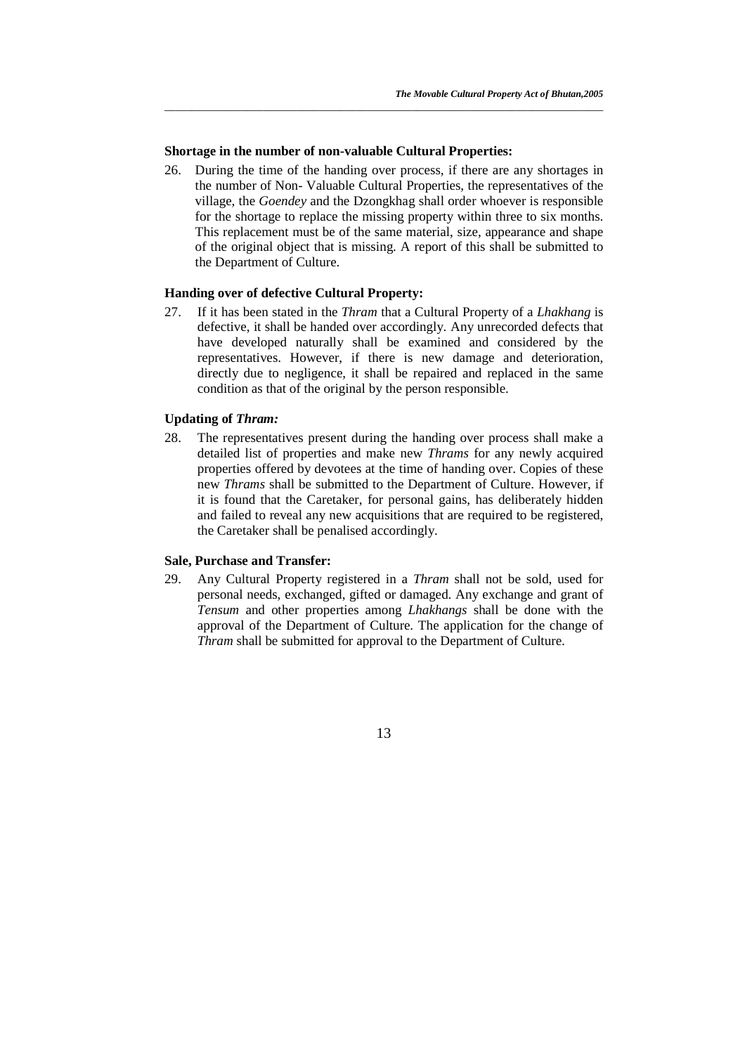**Shortage in the number of non-valuable Cultural Properties:**

26. During the time of the handing over process, if there are any shortages in the number of Non- Valuable Cultural Properties, the representatives of the village, the *Goendey* and the Dzongkhag shall order whoever is responsible for the shortage to replace the missing property within three to six months. This replacement must be of the same material, size, appearance and shape of the original object that is missing. A report of this shall be submitted to the Department of Culture.

**Handing over of defective Cultural Property:**

27. If it has been stated in the *Thram* that a Cultural Property of a *Lhakhang* is defective, it shall be handed over accordingly. Any unrecorded defects that have developed naturally shall be examined and considered by the representatives. However, if there is new damage and deterioration, directly due to negligence, it shall be repaired and replaced in the same condition as that of the original by the person responsible.

**Updating of *Thram:***

28. The representatives present during the handing over process shall make a detailed list of properties and make new *Thrams* for any newly acquired properties offered by devotees at the time of handing over. Copies of these new *Thrams* shall be submitted to the Department of Culture. However, if it is found that the Caretaker, for personal gains, has deliberately hidden and failed to reveal any new acquisitions that are required to be registered, the Caretaker shall be penalised accordingly.

**Sale, Purchase and Transfer:**

29. Any Cultural Property registered in a *Thram* shall not be sold, used for personal needs, exchanged, gifted or damaged. Any exchange and grant of *Tensum* and other properties among *Lhakhangs* shall be done with the approval of the Department of Culture. The application for the change of *Thram* shall be submitted for approval to the Department of Culture.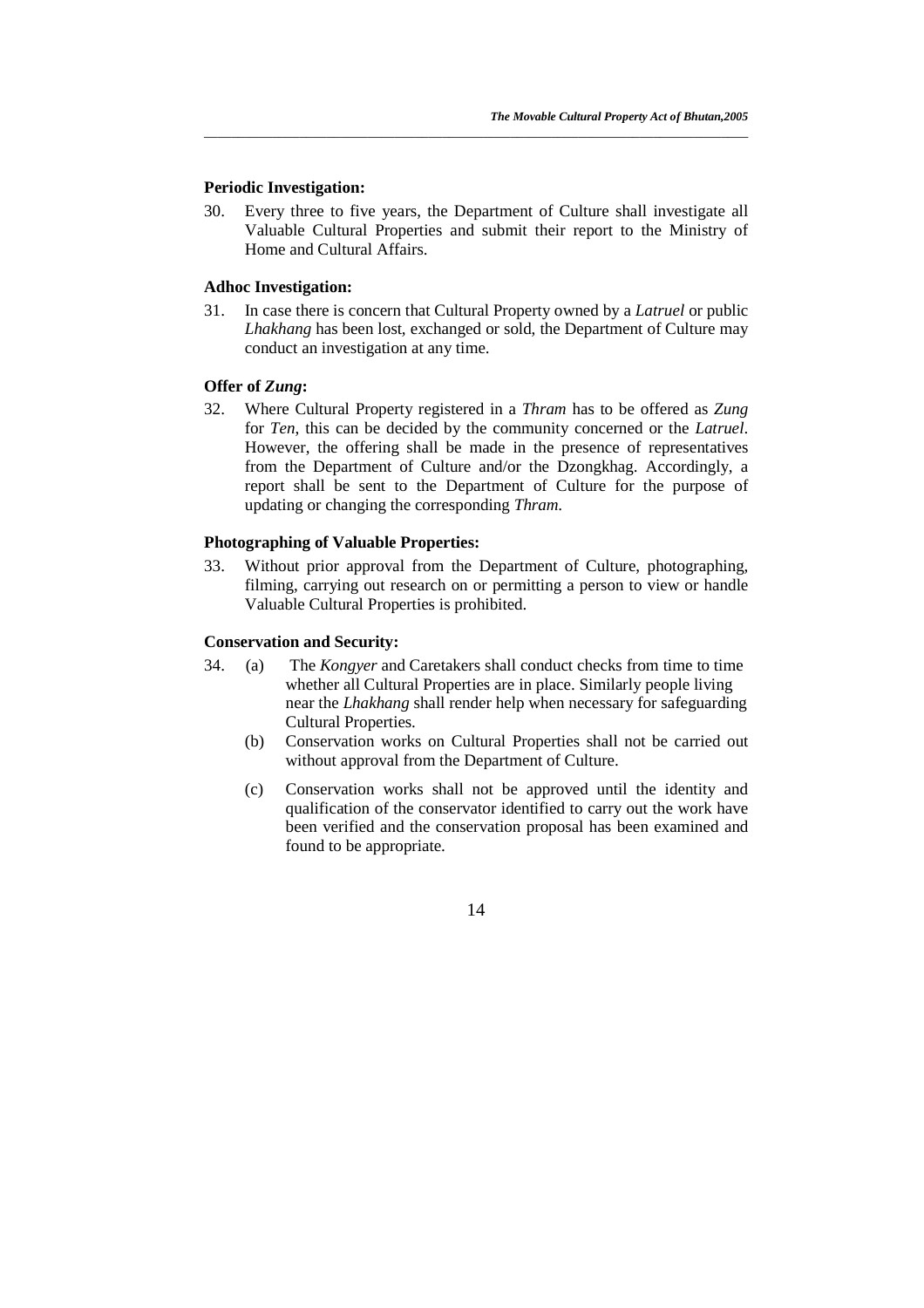**Periodic Investigation:**

30. Every three to five years, the Department of Culture shall investigate all Valuable Cultural Properties and submit their report to the Ministry of Home and Cultural Affairs.

**Adhoc Investigation:**

31. In case there is concern that Cultural Property owned by a *Latruel* or public *Lhakhang* has been lost, exchanged or sold, the Department of Culture may conduct an investigation at any time.

**Offer of *Zung*:**

32. Where Cultural Property registered in a *Thram* has to be offered as *Zung* for *Ten*, this can be decided by the community concerned or the *Latruel*. However, the offering shall be made in the presence of representatives from the Department of Culture and/or the Dzongkhag. Accordingly, a report shall be sent to the Department of Culture for the purpose of updating or changing the corresponding *Thram*.

**Photographing of Valuable Properties:**

33. Without prior approval from the Department of Culture, photographing, filming, carrying out research on or permitting a person to view or handle Valuable Cultural Properties is prohibited.

**Conservation and Security:**

34. (a) The *Kongyer* and Caretakers shall conduct checks from time to time whether all Cultural Properties are in place. Similarly people living near the *Lhakhang* shall render help when necessary for safeguarding Cultural Properties.

    (b) Conservation works on Cultural Properties shall not be carried out without approval from the Department of Culture.

    (c) Conservation works shall not be approved until the identity and qualification of the conservator identified to carry out the work have been verified and the conservation proposal has been examined and found to be appropriate.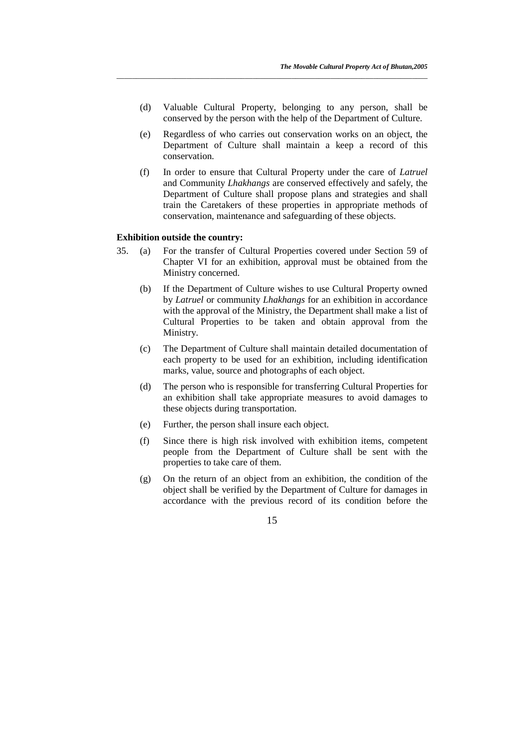(d) Valuable Cultural Property, belonging to any person, shall be conserved by the person with the help of the Department of Culture.

(e) Regardless of who carries out conservation works on an object, the Department of Culture shall maintain a keep a record of this conservation.

(f) In order to ensure that Cultural Property under the care of *Latruel* and Community *Lhakhangs* are conserved effectively and safely, the Department of Culture shall propose plans and strategies and shall train the Caretakers of these properties in appropriate methods of conservation, maintenance and safeguarding of these objects.

**Exhibition outside the country:**

35. (a) For the transfer of Cultural Properties covered under Section 59 of Chapter VI for an exhibition, approval must be obtained from the Ministry concerned.

(b) If the Department of Culture wishes to use Cultural Property owned by *Latruel* or community *Lhakhangs* for an exhibition in accordance with the approval of the Ministry, the Department shall make a list of Cultural Properties to be taken and obtain approval from the Ministry.

(c) The Department of Culture shall maintain detailed documentation of each property to be used for an exhibition, including identification marks, value, source and photographs of each object.

(d) The person who is responsible for transferring Cultural Properties for an exhibition shall take appropriate measures to avoid damages to these objects during transportation.

(e) Further, the person shall insure each object.

(f) Since there is high risk involved with exhibition items, competent people from the Department of Culture shall be sent with the properties to take care of them.

(g) On the return of an object from an exhibition, the condition of the object shall be verified by the Department of Culture for damages in accordance with the previous record of its condition before the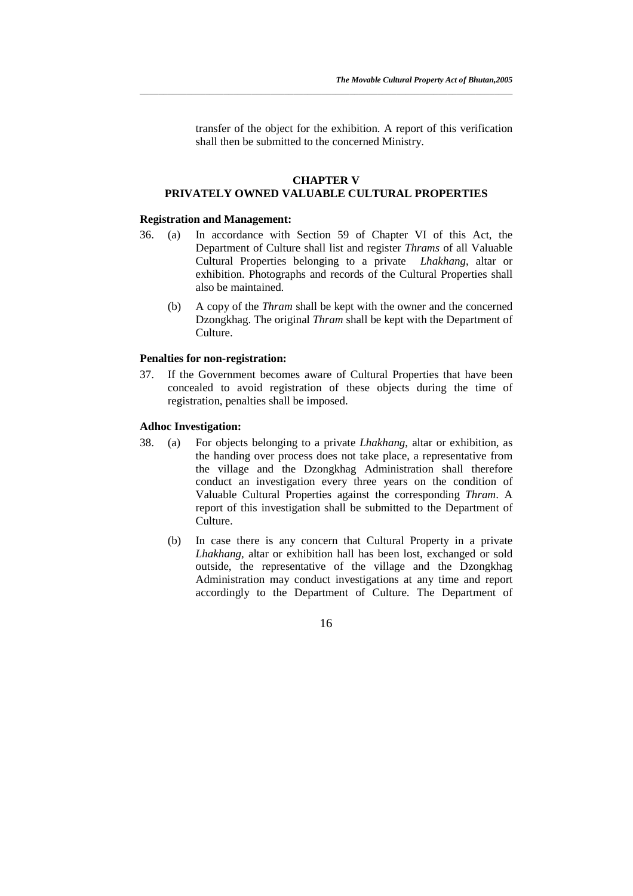transfer of the object for the exhibition. A report of this verification shall then be submitted to the concerned Ministry.

## CHAPTER V
## PRIVATELY OWNED VALUABLE CULTURAL PROPERTIES

**Registration and Management:**

36. (a) In accordance with Section 59 of Chapter VI of this Act, the Department of Culture shall list and register *Thrams* of all Valuable Cultural Properties belonging to a private *Lhakhang*, altar or exhibition. Photographs and records of the Cultural Properties shall also be maintained.

    (b) A copy of the *Thram* shall be kept with the owner and the concerned Dzongkhag. The original *Thram* shall be kept with the Department of Culture.

**Penalties for non-registration:**

37. If the Government becomes aware of Cultural Properties that have been concealed to avoid registration of these objects during the time of registration, penalties shall be imposed.

**Adhoc Investigation:**

38. (a) For objects belonging to a private *Lhakhang*, altar or exhibition, as the handing over process does not take place, a representative from the village and the Dzongkhag Administration shall therefore conduct an investigation every three years on the condition of Valuable Cultural Properties against the corresponding *Thram*. A report of this investigation shall be submitted to the Department of Culture.

    (b) In case there is any concern that Cultural Property in a private *Lhakhang*, altar or exhibition hall has been lost, exchanged or sold outside, the representative of the village and the Dzongkhag Administration may conduct investigations at any time and report accordingly to the Department of Culture. The Department of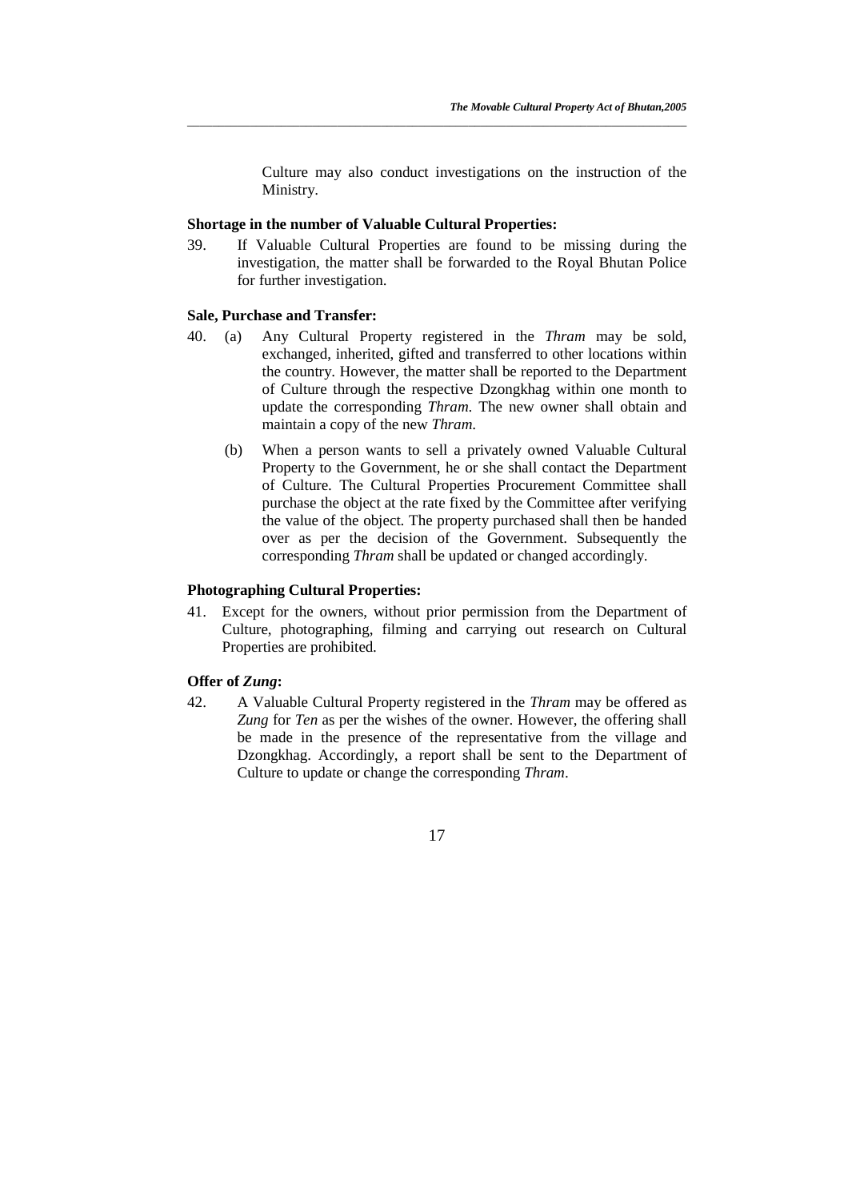Culture may also conduct investigations on the instruction of the Ministry.

**Shortage in the number of Valuable Cultural Properties:**

39. If Valuable Cultural Properties are found to be missing during the investigation, the matter shall be forwarded to the Royal Bhutan Police for further investigation.

**Sale, Purchase and Transfer:**

40. (a) Any Cultural Property registered in the *Thram* may be sold, exchanged, inherited, gifted and transferred to other locations within the country. However, the matter shall be reported to the Department of Culture through the respective Dzongkhag within one month to update the corresponding *Thram*. The new owner shall obtain and maintain a copy of the new *Thram*.

    (b) When a person wants to sell a privately owned Valuable Cultural Property to the Government, he or she shall contact the Department of Culture. The Cultural Properties Procurement Committee shall purchase the object at the rate fixed by the Committee after verifying the value of the object. The property purchased shall then be handed over as per the decision of the Government. Subsequently the corresponding *Thram* shall be updated or changed accordingly.

**Photographing Cultural Properties:**

41. Except for the owners, without prior permission from the Department of Culture, photographing, filming and carrying out research on Cultural Properties are prohibited.

**Offer of *Zung*:**

42. A Valuable Cultural Property registered in the *Thram* may be offered as *Zung* for *Ten* as per the wishes of the owner. However, the offering shall be made in the presence of the representative from the village and Dzongkhag. Accordingly, a report shall be sent to the Department of Culture to update or change the corresponding *Thram*.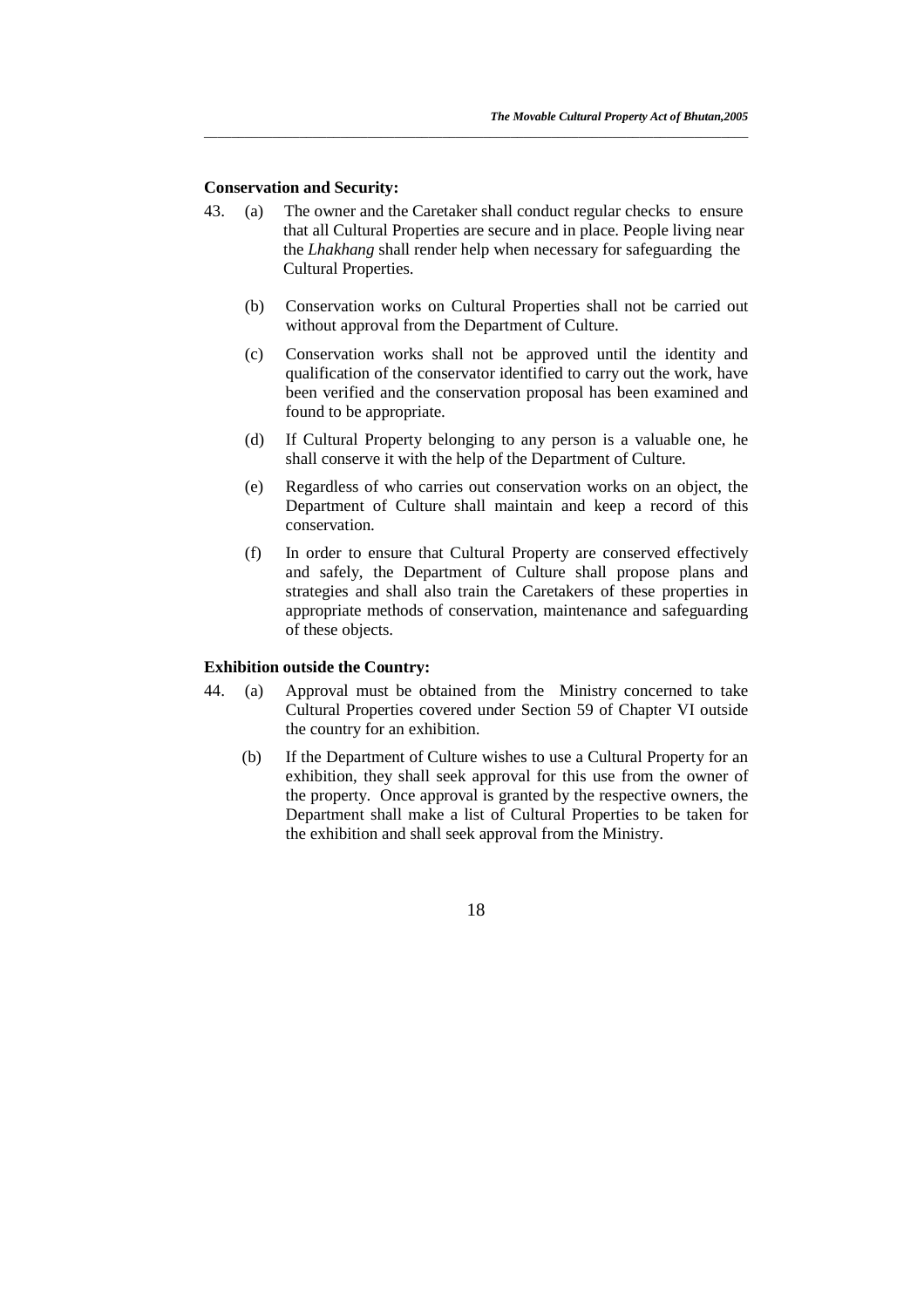**Conservation and Security:**

43. (a) The owner and the Caretaker shall conduct regular checks to ensure that all Cultural Properties are secure and in place. People living near the *Lhakhang* shall render help when necessary for safeguarding the Cultural Properties.

   (b) Conservation works on Cultural Properties shall not be carried out without approval from the Department of Culture.

   (c) Conservation works shall not be approved until the identity and qualification of the conservator identified to carry out the work, have been verified and the conservation proposal has been examined and found to be appropriate.

   (d) If Cultural Property belonging to any person is a valuable one, he shall conserve it with the help of the Department of Culture.

   (e) Regardless of who carries out conservation works on an object, the Department of Culture shall maintain and keep a record of this conservation.

   (f) In order to ensure that Cultural Property are conserved effectively and safely, the Department of Culture shall propose plans and strategies and shall also train the Caretakers of these properties in appropriate methods of conservation, maintenance and safeguarding of these objects.

**Exhibition outside the Country:**

44. (a) Approval must be obtained from the Ministry concerned to take Cultural Properties covered under Section 59 of Chapter VI outside the country for an exhibition.

   (b) If the Department of Culture wishes to use a Cultural Property for an exhibition, they shall seek approval for this use from the owner of the property. Once approval is granted by the respective owners, the Department shall make a list of Cultural Properties to be taken for the exhibition and shall seek approval from the Ministry.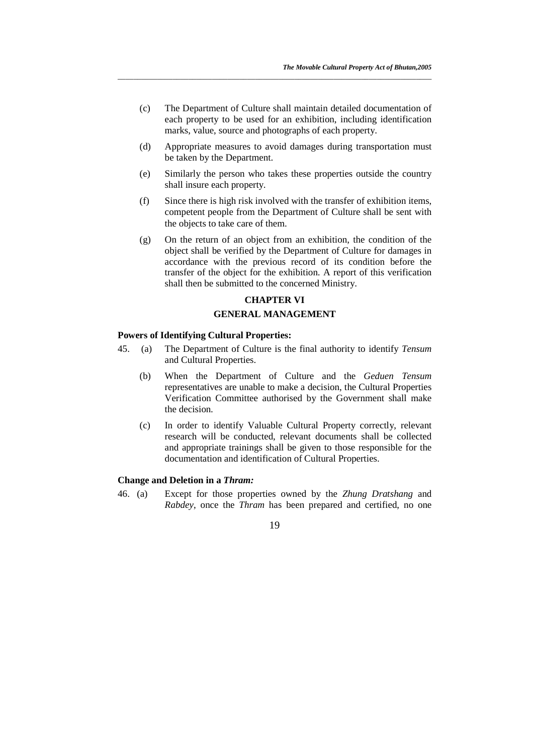(c) The Department of Culture shall maintain detailed documentation of each property to be used for an exhibition, including identification marks, value, source and photographs of each property.

(d) Appropriate measures to avoid damages during transportation must be taken by the Department.

(e) Similarly the person who takes these properties outside the country shall insure each property.

(f) Since there is high risk involved with the transfer of exhibition items, competent people from the Department of Culture shall be sent with the objects to take care of them.

(g) On the return of an object from an exhibition, the condition of the object shall be verified by the Department of Culture for damages in accordance with the previous record of its condition before the transfer of the object for the exhibition. A report of this verification shall then be submitted to the concerned Ministry.

## CHAPTER VI

## GENERAL MANAGEMENT

**Powers of Identifying Cultural Properties:**

45. (a) The Department of Culture is the final authority to identify *Tensum* and Cultural Properties.

(b) When the Department of Culture and the *Geduen Tensum* representatives are unable to make a decision, the Cultural Properties Verification Committee authorised by the Government shall make the decision.

(c) In order to identify Valuable Cultural Property correctly, relevant research will be conducted, relevant documents shall be collected and appropriate trainings shall be given to those responsible for the documentation and identification of Cultural Properties.

**Change and Deletion in a *Thram:***

46. (a) Except for those properties owned by the *Zhung Dratshang* and *Rabdey*, once the *Thram* has been prepared and certified, no one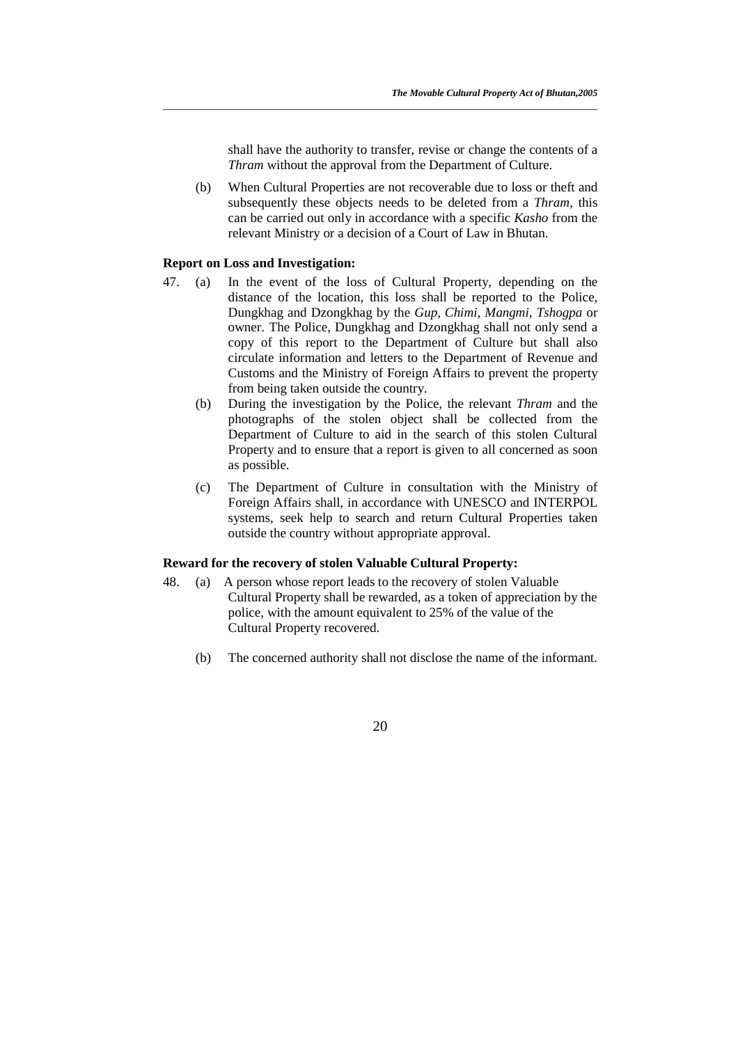shall have the authority to transfer, revise or change the contents of a *Thram* without the approval from the Department of Culture.

(b) When Cultural Properties are not recoverable due to loss or theft and subsequently these objects needs to be deleted from a *Thram*, this can be carried out only in accordance with a specific *Kasho* from the relevant Ministry or a decision of a Court of Law in Bhutan.

**Report on Loss and Investigation:**

47. (a) In the event of the loss of Cultural Property, depending on the distance of the location, this loss shall be reported to the Police, Dungkhag and Dzongkhag by the *Gup, Chimi, Mangmi, Tshogpa* or owner. The Police, Dungkhag and Dzongkhag shall not only send a copy of this report to the Department of Culture but shall also circulate information and letters to the Department of Revenue and Customs and the Ministry of Foreign Affairs to prevent the property from being taken outside the country.

(b) During the investigation by the Police, the relevant *Thram* and the photographs of the stolen object shall be collected from the Department of Culture to aid in the search of this stolen Cultural Property and to ensure that a report is given to all concerned as soon as possible.

(c) The Department of Culture in consultation with the Ministry of Foreign Affairs shall, in accordance with UNESCO and INTERPOL systems, seek help to search and return Cultural Properties taken outside the country without appropriate approval.

**Reward for the recovery of stolen Valuable Cultural Property:**

48. (a) A person whose report leads to the recovery of stolen Valuable Cultural Property shall be rewarded, as a token of appreciation by the police, with the amount equivalent to 25% of the value of the Cultural Property recovered.

(b) The concerned authority shall not disclose the name of the informant.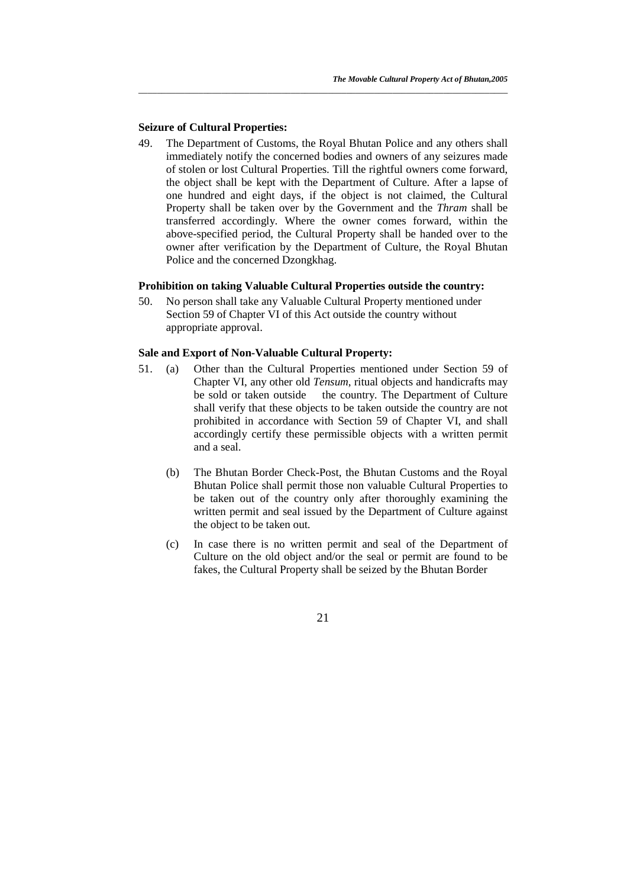**Seizure of Cultural Properties:**

49. The Department of Customs, the Royal Bhutan Police and any others shall immediately notify the concerned bodies and owners of any seizures made of stolen or lost Cultural Properties. Till the rightful owners come forward, the object shall be kept with the Department of Culture. After a lapse of one hundred and eight days, if the object is not claimed, the Cultural Property shall be taken over by the Government and the *Thram* shall be transferred accordingly. Where the owner comes forward, within the above-specified period, the Cultural Property shall be handed over to the owner after verification by the Department of Culture, the Royal Bhutan Police and the concerned Dzongkhag.

**Prohibition on taking Valuable Cultural Properties outside the country:**

50. No person shall take any Valuable Cultural Property mentioned under Section 59 of Chapter VI of this Act outside the country without appropriate approval.

**Sale and Export of Non-Valuable Cultural Property:**

51. (a) Other than the Cultural Properties mentioned under Section 59 of Chapter VI, any other old *Tensum*, ritual objects and handicrafts may be sold or taken outside the country. The Department of Culture shall verify that these objects to be taken outside the country are not prohibited in accordance with Section 59 of Chapter VI, and shall accordingly certify these permissible objects with a written permit and a seal.

    (b) The Bhutan Border Check-Post, the Bhutan Customs and the Royal Bhutan Police shall permit those non valuable Cultural Properties to be taken out of the country only after thoroughly examining the written permit and seal issued by the Department of Culture against the object to be taken out.

    (c) In case there is no written permit and seal of the Department of Culture on the old object and/or the seal or permit are found to be fakes, the Cultural Property shall be seized by the Bhutan Border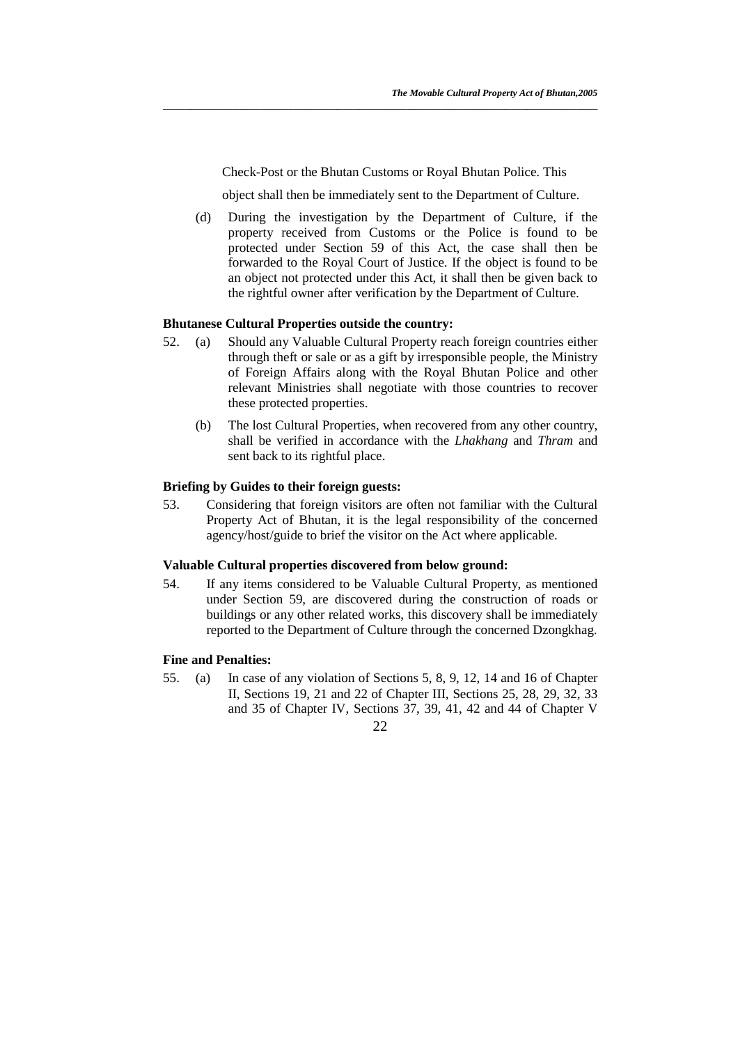Check-Post or the Bhutan Customs or Royal Bhutan Police. This object shall then be immediately sent to the Department of Culture.

(d) During the investigation by the Department of Culture, if the property received from Customs or the Police is found to be protected under Section 59 of this Act, the case shall then be forwarded to the Royal Court of Justice. If the object is found to be an object not protected under this Act, it shall then be given back to the rightful owner after verification by the Department of Culture.

**Bhutanese Cultural Properties outside the country:**

52. (a) Should any Valuable Cultural Property reach foreign countries either through theft or sale or as a gift by irresponsible people, the Ministry of Foreign Affairs along with the Royal Bhutan Police and other relevant Ministries shall negotiate with those countries to recover these protected properties.

(b) The lost Cultural Properties, when recovered from any other country, shall be verified in accordance with the *Lhakhang* and *Thram* and sent back to its rightful place.

**Briefing by Guides to their foreign guests:**

53. Considering that foreign visitors are often not familiar with the Cultural Property Act of Bhutan, it is the legal responsibility of the concerned agency/host/guide to brief the visitor on the Act where applicable.

**Valuable Cultural properties discovered from below ground:**

54. If any items considered to be Valuable Cultural Property, as mentioned under Section 59, are discovered during the construction of roads or buildings or any other related works, this discovery shall be immediately reported to the Department of Culture through the concerned Dzongkhag.

**Fine and Penalties:**

55. (a) In case of any violation of Sections 5, 8, 9, 12, 14 and 16 of Chapter II, Sections 19, 21 and 22 of Chapter III, Sections 25, 28, 29, 32, 33 and 35 of Chapter IV, Sections 37, 39, 41, 42 and 44 of Chapter V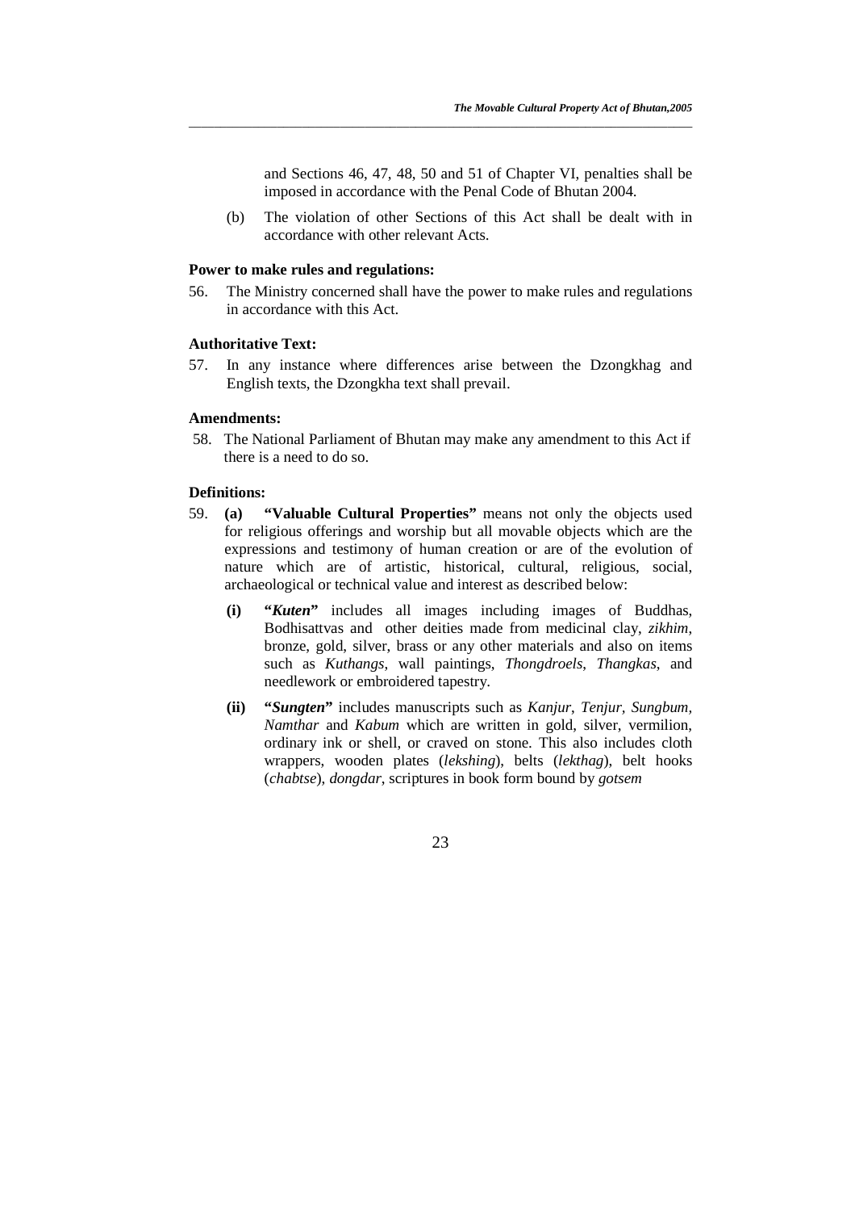and Sections 46, 47, 48, 50 and 51 of Chapter VI, penalties shall be imposed in accordance with the Penal Code of Bhutan 2004.

(b) The violation of other Sections of this Act shall be dealt with in accordance with other relevant Acts.

**Power to make rules and regulations:**

56. The Ministry concerned shall have the power to make rules and regulations in accordance with this Act.

**Authoritative Text:**

57. In any instance where differences arise between the Dzongkhag and English texts, the Dzongkha text shall prevail.

**Amendments:**

58. The National Parliament of Bhutan may make any amendment to this Act if there is a need to do so.

**Definitions:**

59. **(a) "Valuable Cultural Properties"** means not only the objects used for religious offerings and worship but all movable objects which are the expressions and testimony of human creation or are of the evolution of nature which are of artistic, historical, cultural, religious, social, archaeological or technical value and interest as described below:

**(i) "*Kuten*"** includes all images including images of Buddhas, Bodhisattvas and other deities made from medicinal clay, *zikhim*, bronze, gold, silver, brass or any other materials and also on items such as *Kuthangs*, wall paintings, *Thongdroels*, *Thangkas*, and needlework or embroidered tapestry.

**(ii) "*Sungten*"** includes manuscripts such as *Kanjur*, *Tenjur*, *Sungbum*, *Namthar* and *Kabum* which are written in gold, silver, vermilion, ordinary ink or shell, or craved on stone. This also includes cloth wrappers, wooden plates (*lekshing*), belts (*lekthag*), belt hooks (*chabtse*), *dongdar*, scriptures in book form bound by *gotsem*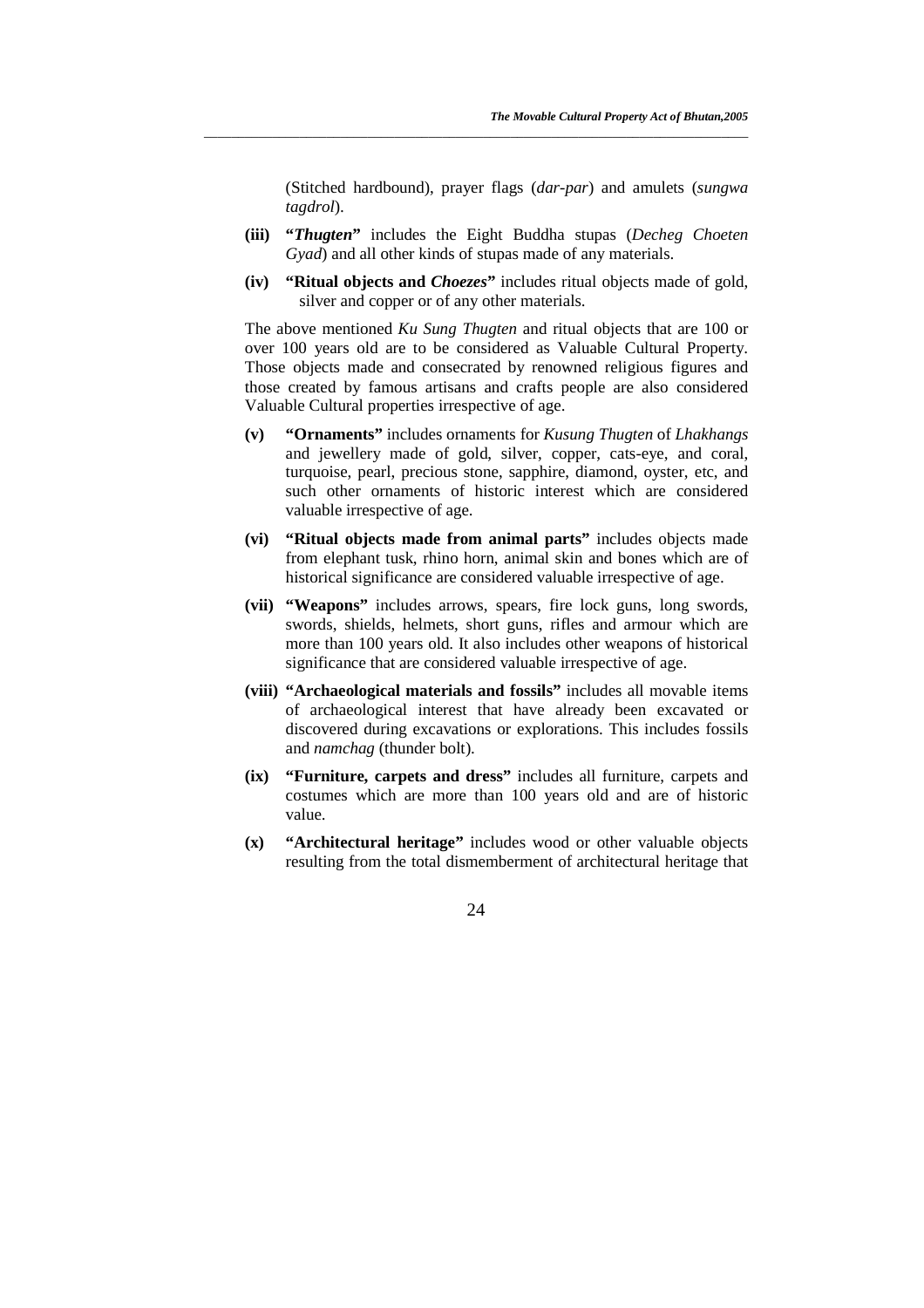(Stitched hardbound), prayer flags (*dar-par*) and amulets (*sungwa tagdrol*).

**(iii) "*Thugten*"** includes the Eight Buddha stupas (*Decheg Choeten Gyad*) and all other kinds of stupas made of any materials.

**(iv) "Ritual objects and *Choezes*"** includes ritual objects made of gold, silver and copper or of any other materials.

The above mentioned *Ku Sung Thugten* and ritual objects that are 100 or over 100 years old are to be considered as Valuable Cultural Property. Those objects made and consecrated by renowned religious figures and those created by famous artisans and crafts people are also considered Valuable Cultural properties irrespective of age.

**(v) "Ornaments"** includes ornaments for *Kusung Thugten* of *Lhakhangs* and jewellery made of gold, silver, copper, cats-eye, and coral, turquoise, pearl, precious stone, sapphire, diamond, oyster, etc, and such other ornaments of historic interest which are considered valuable irrespective of age.

**(vi) "Ritual objects made from animal parts"** includes objects made from elephant tusk, rhino horn, animal skin and bones which are of historical significance are considered valuable irrespective of age.

**(vii) "Weapons"** includes arrows, spears, fire lock guns, long swords, swords, shields, helmets, short guns, rifles and armour which are more than 100 years old. It also includes other weapons of historical significance that are considered valuable irrespective of age.

**(viii) "Archaeological materials and fossils"** includes all movable items of archaeological interest that have already been excavated or discovered during excavations or explorations. This includes fossils and *namchag* (thunder bolt).

**(ix) "Furniture, carpets and dress"** includes all furniture, carpets and costumes which are more than 100 years old and are of historic value.

**(x) "Architectural heritage"** includes wood or other valuable objects resulting from the total dismemberment of architectural heritage that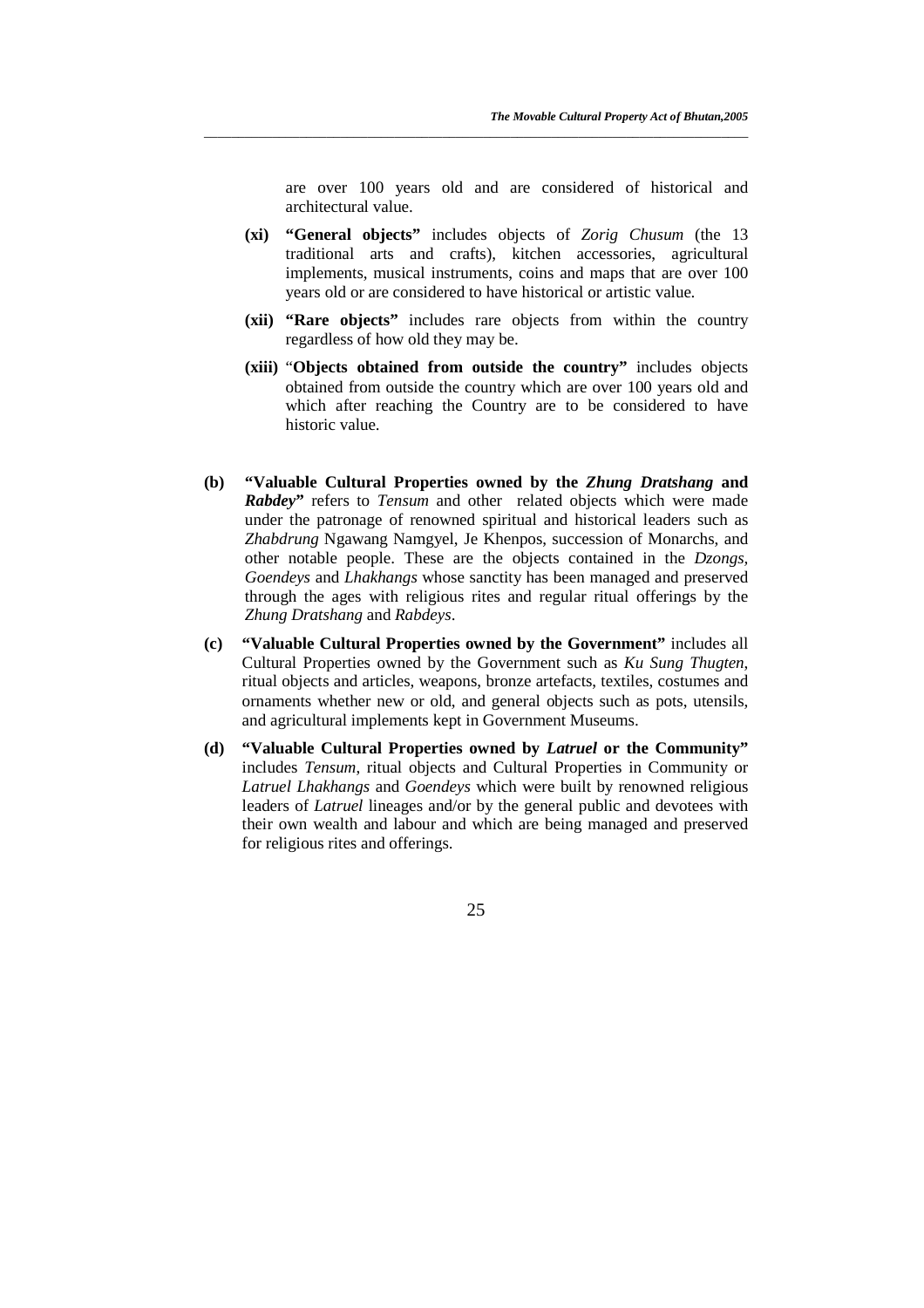are over 100 years old and are considered of historical and architectural value.

**(xi)** **"General objects"** includes objects of *Zorig Chusum* (the 13 traditional arts and crafts), kitchen accessories, agricultural implements, musical instruments, coins and maps that are over 100 years old or are considered to have historical or artistic value.

**(xii)** **"Rare objects"** includes rare objects from within the country regardless of how old they may be.

**(xiii)** "**Objects obtained from outside the country"** includes objects obtained from outside the country which are over 100 years old and which after reaching the Country are to be considered to have historic value.

**(b)** **"Valuable Cultural Properties owned by the *Zhung Dratshang* and *Rabdey*"** refers to *Tensum* and other related objects which were made under the patronage of renowned spiritual and historical leaders such as *Zhabdrung* Ngawang Namgyel, Je Khenpos, succession of Monarchs, and other notable people. These are the objects contained in the *Dzongs, Goendeys* and *Lhakhangs* whose sanctity has been managed and preserved through the ages with religious rites and regular ritual offerings by the *Zhung Dratshang* and *Rabdeys*.

**(c)** **"Valuable Cultural Properties owned by the Government"** includes all Cultural Properties owned by the Government such as *Ku Sung Thugten*, ritual objects and articles, weapons, bronze artefacts, textiles, costumes and ornaments whether new or old, and general objects such as pots, utensils, and agricultural implements kept in Government Museums.

**(d)** **"Valuable Cultural Properties owned by *Latruel* or the Community"** includes *Tensum*, ritual objects and Cultural Properties in Community or *Latruel Lhakhangs* and *Goendeys* which were built by renowned religious leaders of *Latruel* lineages and/or by the general public and devotees with their own wealth and labour and which are being managed and preserved for religious rites and offerings.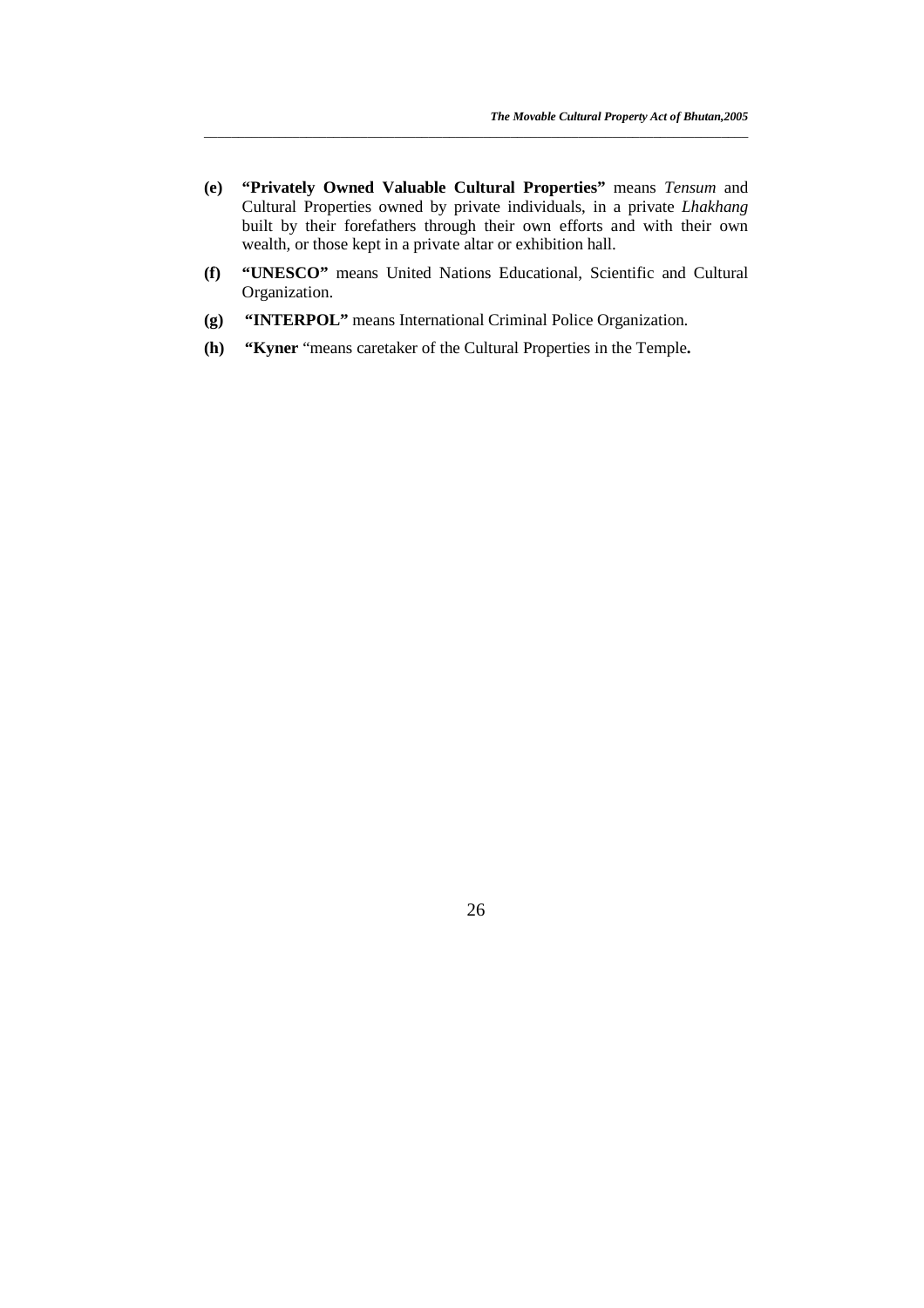**(e)** **"Privately Owned Valuable Cultural Properties"** means *Tensum* and Cultural Properties owned by private individuals, in a private *Lhakhang* built by their forefathers through their own efforts and with their own wealth, or those kept in a private altar or exhibition hall.

**(f)** **"UNESCO"** means United Nations Educational, Scientific and Cultural Organization.

**(g)** **"INTERPOL"** means International Criminal Police Organization.

**(h)** **"Kyner** "means caretaker of the Cultural Properties in the Temple**.**